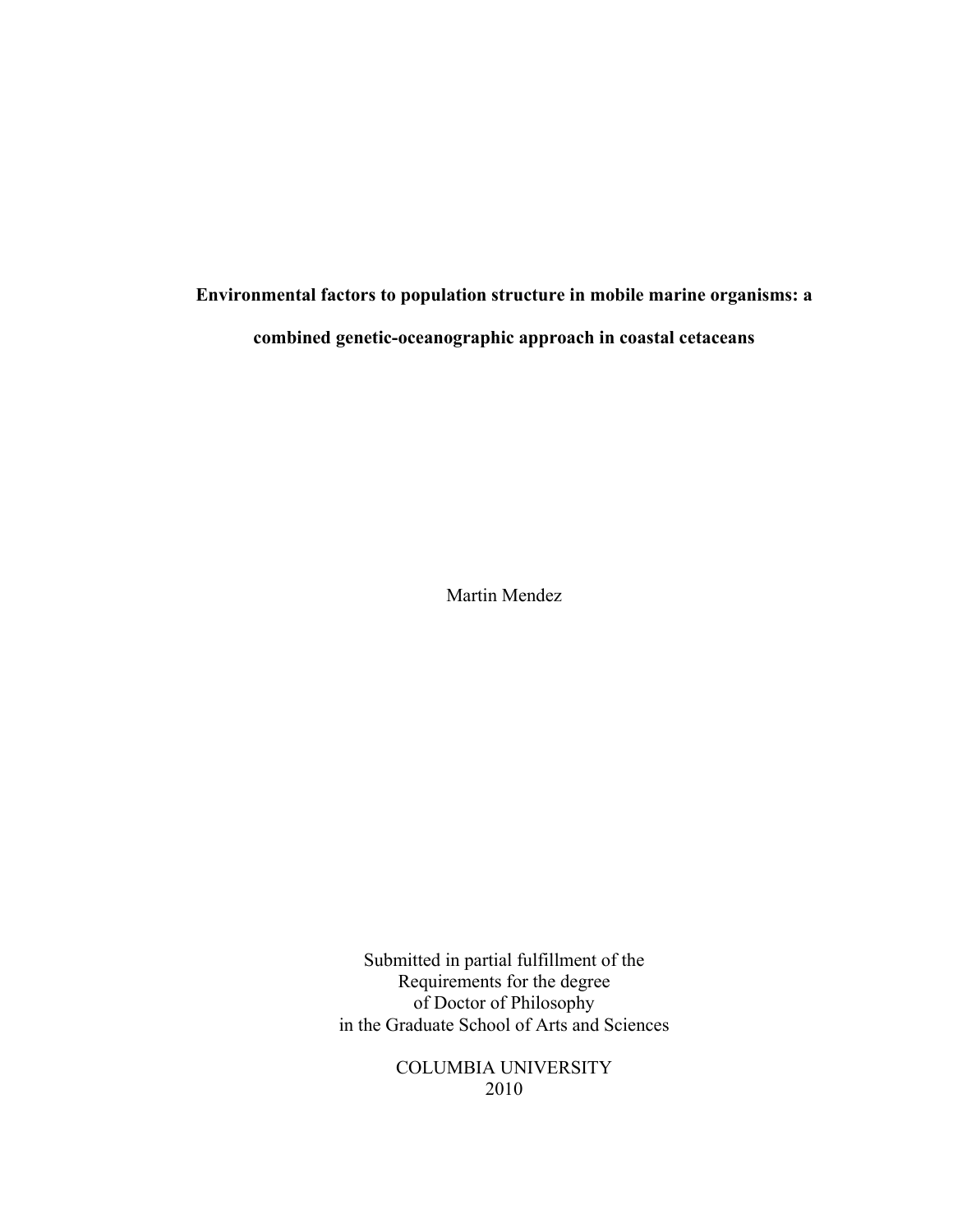# Environmental factors to population structure in mobile marine organisms: a combined genetic-oceanographic approach in coastal cetaceans

Martin Mendez

Submitted in partial fulfillment of the
Requirements for the degree
of Doctor of Philosophy
in the Graduate School of Arts and Sciences

COLUMBIA UNIVERSITY
2010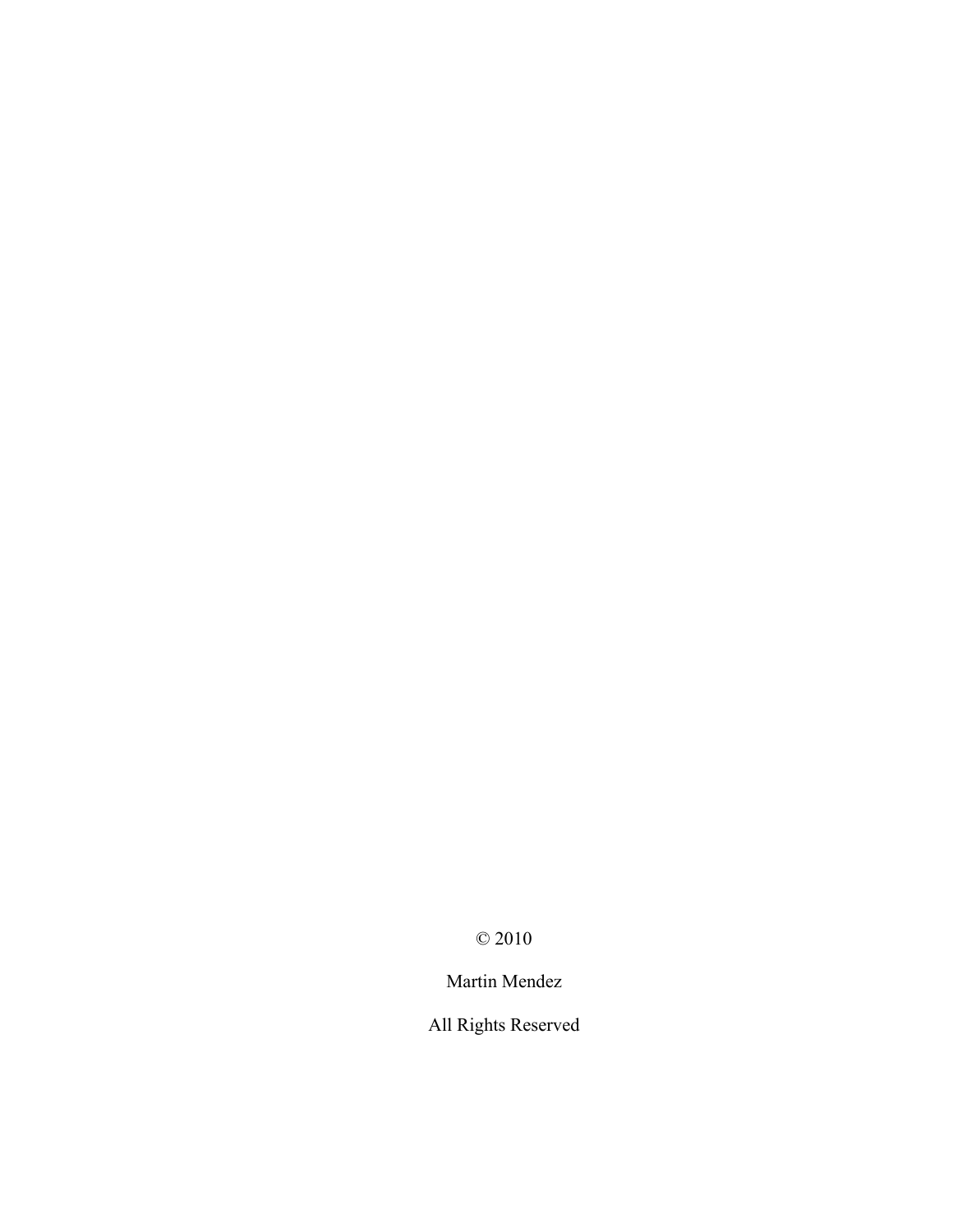© 2010

Martin Mendez

All Rights Reserved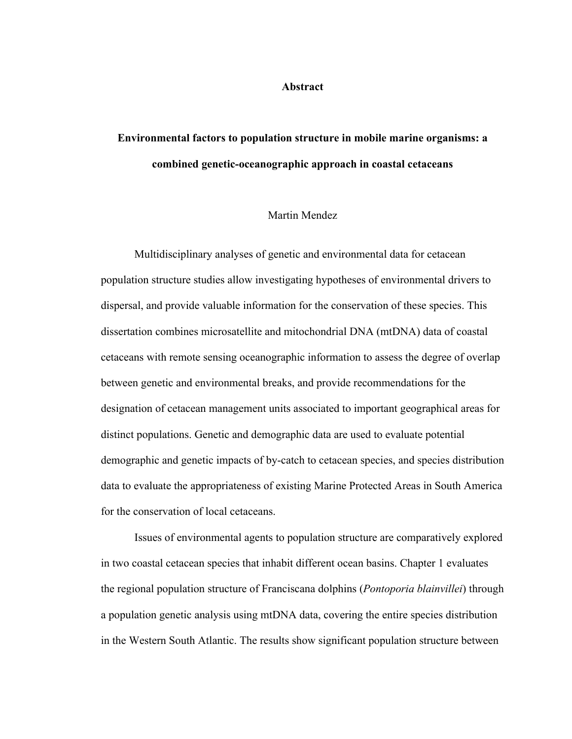# Abstract

## Environmental factors to population structure in mobile marine organisms: a combined genetic-oceanographic approach in coastal cetaceans

Martin Mendez

Multidisciplinary analyses of genetic and environmental data for cetacean population structure studies allow investigating hypotheses of environmental drivers to dispersal, and provide valuable information for the conservation of these species. This dissertation combines microsatellite and mitochondrial DNA (mtDNA) data of coastal cetaceans with remote sensing oceanographic information to assess the degree of overlap between genetic and environmental breaks, and provide recommendations for the designation of cetacean management units associated to important geographical areas for distinct populations. Genetic and demographic data are used to evaluate potential demographic and genetic impacts of by-catch to cetacean species, and species distribution data to evaluate the appropriateness of existing Marine Protected Areas in South America for the conservation of local cetaceans.

Issues of environmental agents to population structure are comparatively explored in two coastal cetacean species that inhabit different ocean basins. Chapter 1 evaluates the regional population structure of Franciscana dolphins (*Pontoporia blainvillei*) through a population genetic analysis using mtDNA data, covering the entire species distribution in the Western South Atlantic. The results show significant population structure between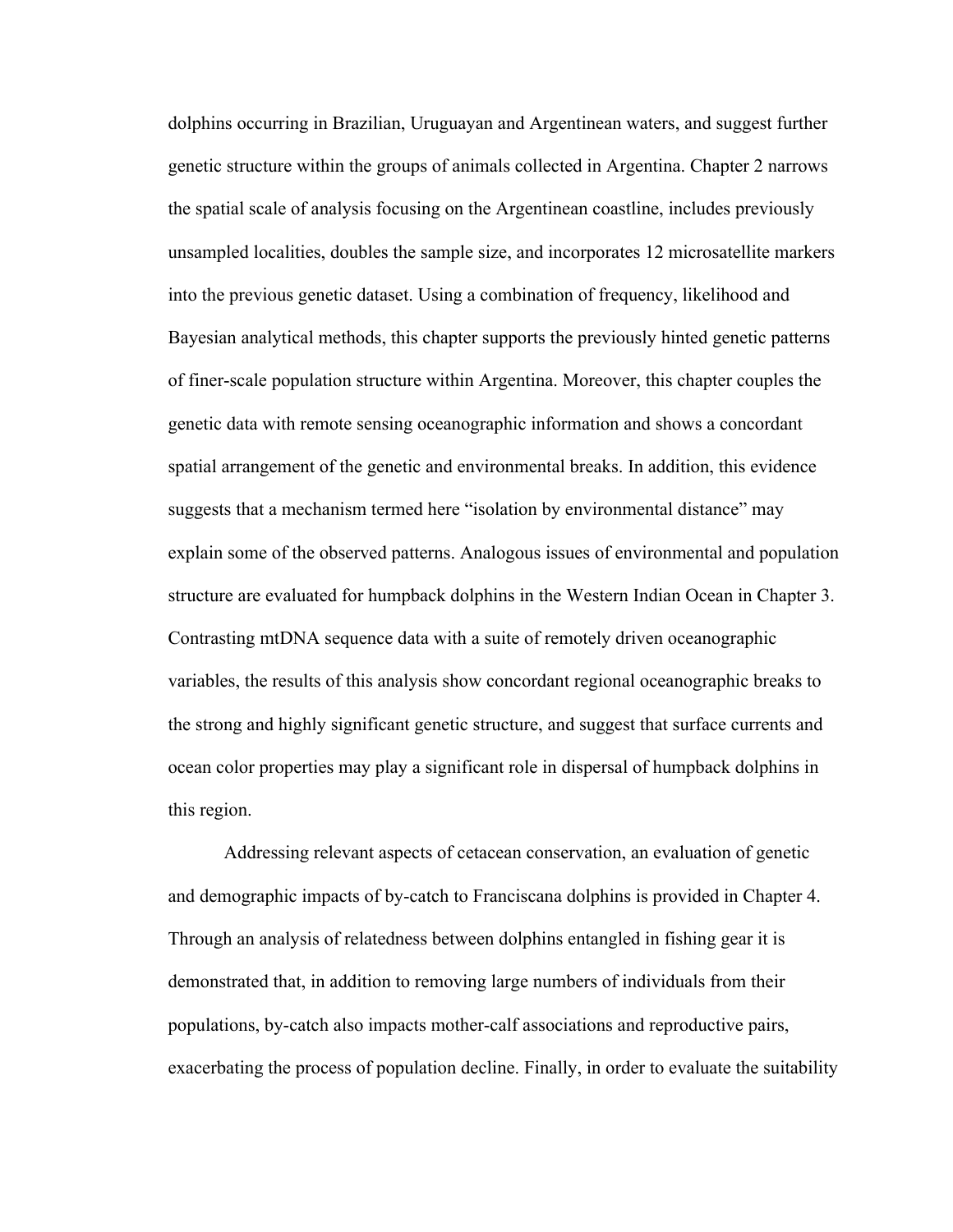dolphins occurring in Brazilian, Uruguayan and Argentinean waters, and suggest further genetic structure within the groups of animals collected in Argentina. Chapter 2 narrows the spatial scale of analysis focusing on the Argentinean coastline, includes previously unsampled localities, doubles the sample size, and incorporates 12 microsatellite markers into the previous genetic dataset. Using a combination of frequency, likelihood and Bayesian analytical methods, this chapter supports the previously hinted genetic patterns of finer-scale population structure within Argentina. Moreover, this chapter couples the genetic data with remote sensing oceanographic information and shows a concordant spatial arrangement of the genetic and environmental breaks. In addition, this evidence suggests that a mechanism termed here "isolation by environmental distance" may explain some of the observed patterns. Analogous issues of environmental and population structure are evaluated for humpback dolphins in the Western Indian Ocean in Chapter 3. Contrasting mtDNA sequence data with a suite of remotely driven oceanographic variables, the results of this analysis show concordant regional oceanographic breaks to the strong and highly significant genetic structure, and suggest that surface currents and ocean color properties may play a significant role in dispersal of humpback dolphins in this region.

Addressing relevant aspects of cetacean conservation, an evaluation of genetic and demographic impacts of by-catch to Franciscana dolphins is provided in Chapter 4. Through an analysis of relatedness between dolphins entangled in fishing gear it is demonstrated that, in addition to removing large numbers of individuals from their populations, by-catch also impacts mother-calf associations and reproductive pairs, exacerbating the process of population decline. Finally, in order to evaluate the suitability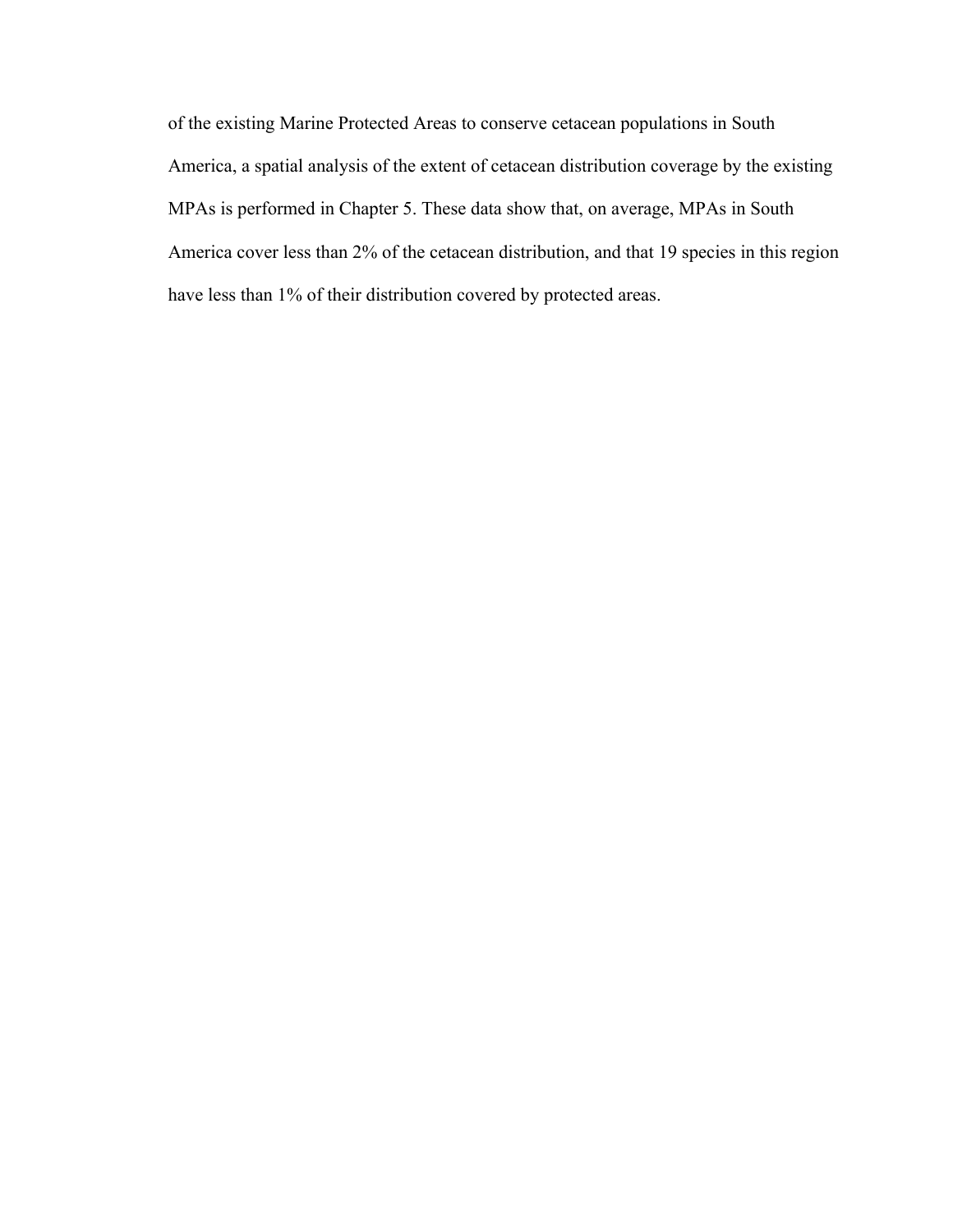of the existing Marine Protected Areas to conserve cetacean populations in South America, a spatial analysis of the extent of cetacean distribution coverage by the existing MPAs is performed in Chapter 5. These data show that, on average, MPAs in South America cover less than 2% of the cetacean distribution, and that 19 species in this region have less than 1% of their distribution covered by protected areas.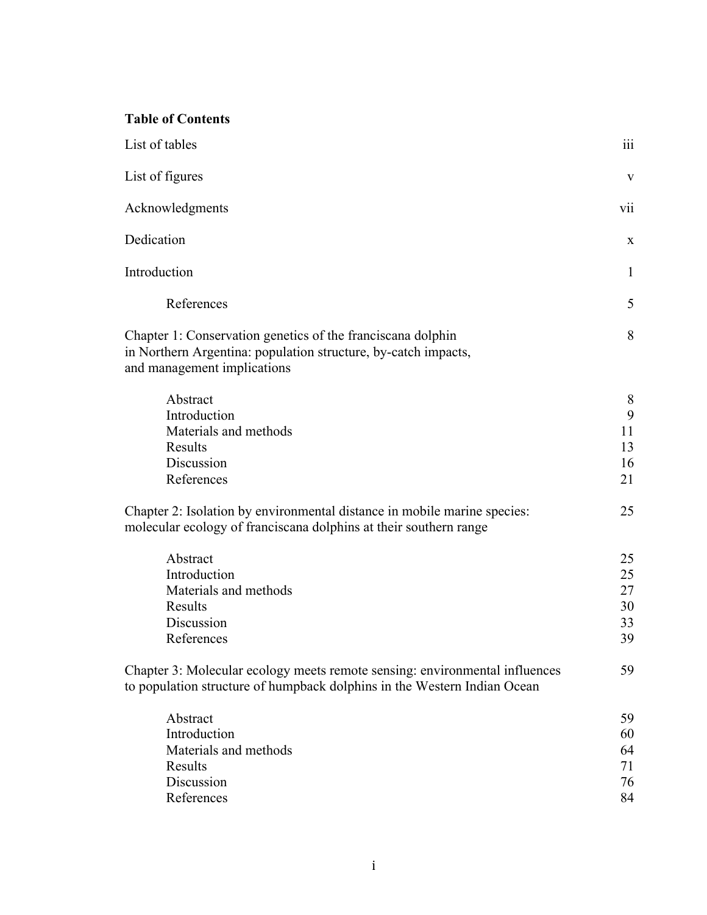**Table of Contents**

| | |
|---|---|
| List of tables | iii |
| List of figures | v |
| Acknowledgments | vii |
| Dedication | x |
| Introduction | 1 |
| References | 5 |
| Chapter 1: Conservation genetics of the franciscana dolphin in Northern Argentina: population structure, by-catch impacts, and management implications | 8 |
| Abstract | 8 |
| Introduction | 9 |
| Materials and methods | 11 |
| Results | 13 |
| Discussion | 16 |
| References | 21 |
| Chapter 2: Isolation by environmental distance in mobile marine species: molecular ecology of franciscana dolphins at their southern range | 25 |
| Abstract | 25 |
| Introduction | 25 |
| Materials and methods | 27 |
| Results | 30 |
| Discussion | 33 |
| References | 39 |
| Chapter 3: Molecular ecology meets remote sensing: environmental influences to population structure of humpback dolphins in the Western Indian Ocean | 59 |
| Abstract | 59 |
| Introduction | 60 |
| Materials and methods | 64 |
| Results | 71 |
| Discussion | 76 |
| References | 84 |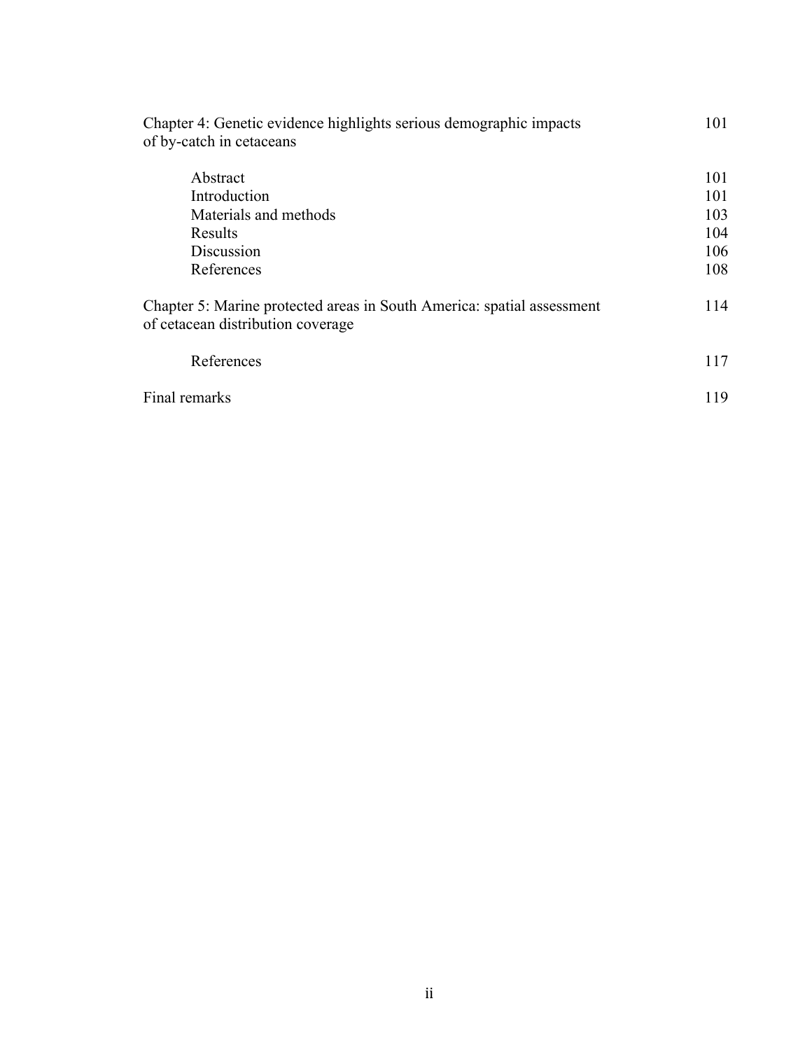| | |
|---|---|
| Chapter 4: Genetic evidence highlights serious demographic impacts of by-catch in cetaceans | 101 |
| Abstract | 101 |
| Introduction | 101 |
| Materials and methods | 103 |
| Results | 104 |
| Discussion | 106 |
| References | 108 |
| Chapter 5: Marine protected areas in South America: spatial assessment of cetacean distribution coverage | 114 |
| References | 117 |
| Final remarks | 119 |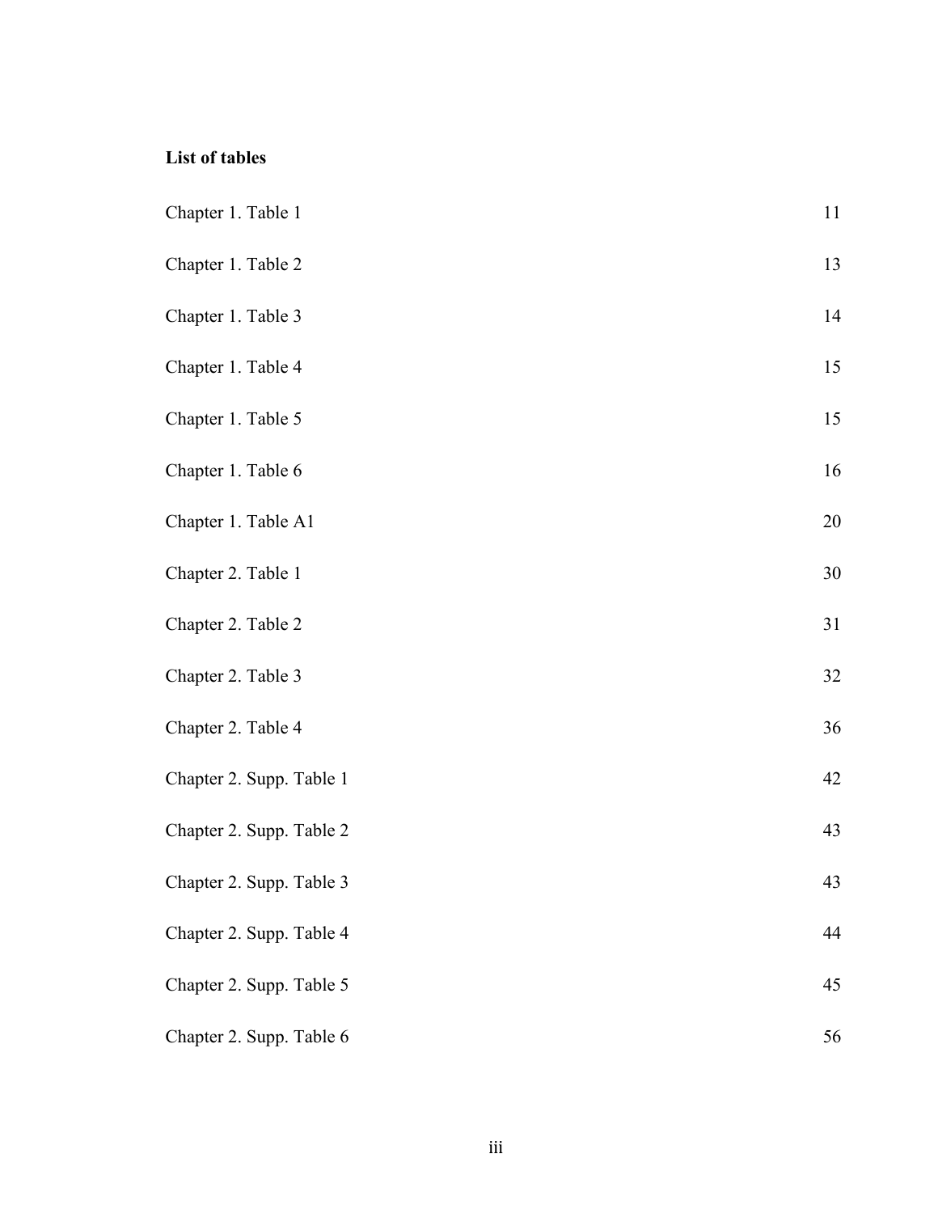**List of tables**

| | |
|---|---|
| Chapter 1. Table 1 | 11 |
| Chapter 1. Table 2 | 13 |
| Chapter 1. Table 3 | 14 |
| Chapter 1. Table 4 | 15 |
| Chapter 1. Table 5 | 15 |
| Chapter 1. Table 6 | 16 |
| Chapter 1. Table A1 | 20 |
| Chapter 2. Table 1 | 30 |
| Chapter 2. Table 2 | 31 |
| Chapter 2. Table 3 | 32 |
| Chapter 2. Table 4 | 36 |
| Chapter 2. Supp. Table 1 | 42 |
| Chapter 2. Supp. Table 2 | 43 |
| Chapter 2. Supp. Table 3 | 43 |
| Chapter 2. Supp. Table 4 | 44 |
| Chapter 2. Supp. Table 5 | 45 |
| Chapter 2. Supp. Table 6 | 56 |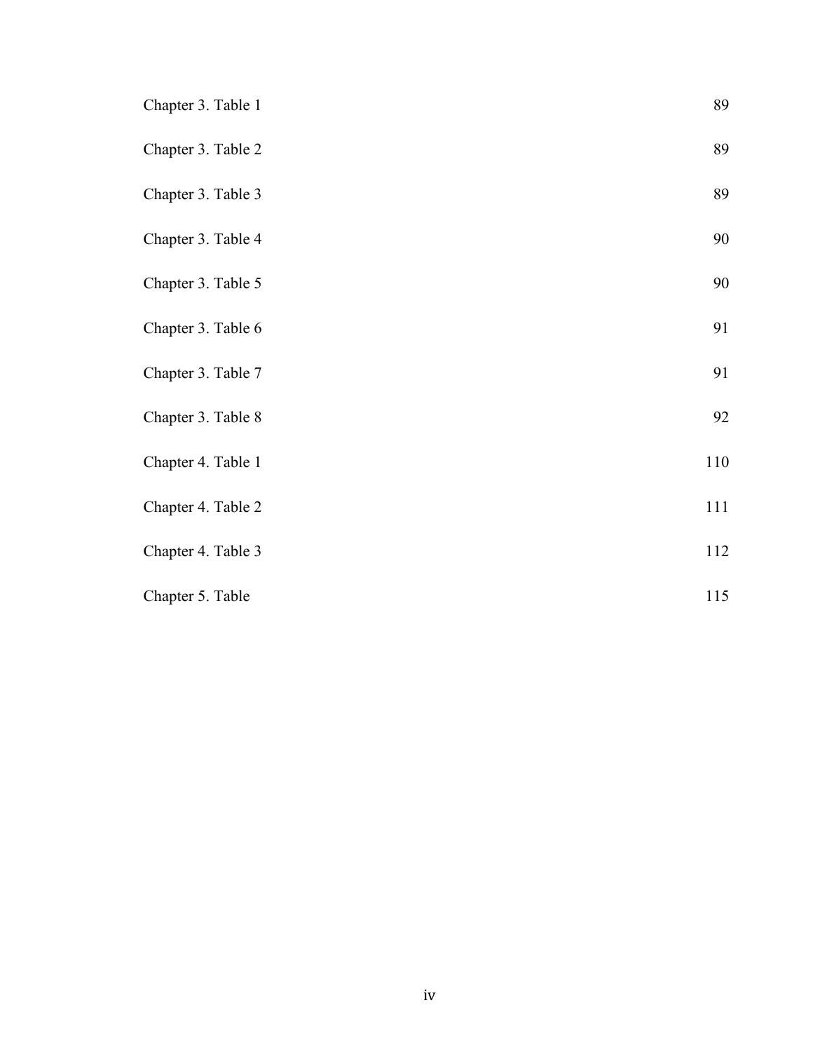| | |
|---|---|
| Chapter 3. Table 1 | 89 |
| Chapter 3. Table 2 | 89 |
| Chapter 3. Table 3 | 89 |
| Chapter 3. Table 4 | 90 |
| Chapter 3. Table 5 | 90 |
| Chapter 3. Table 6 | 91 |
| Chapter 3. Table 7 | 91 |
| Chapter 3. Table 8 | 92 |
| Chapter 4. Table 1 | 110 |
| Chapter 4. Table 2 | 111 |
| Chapter 4. Table 3 | 112 |
| Chapter 5. Table | 115 |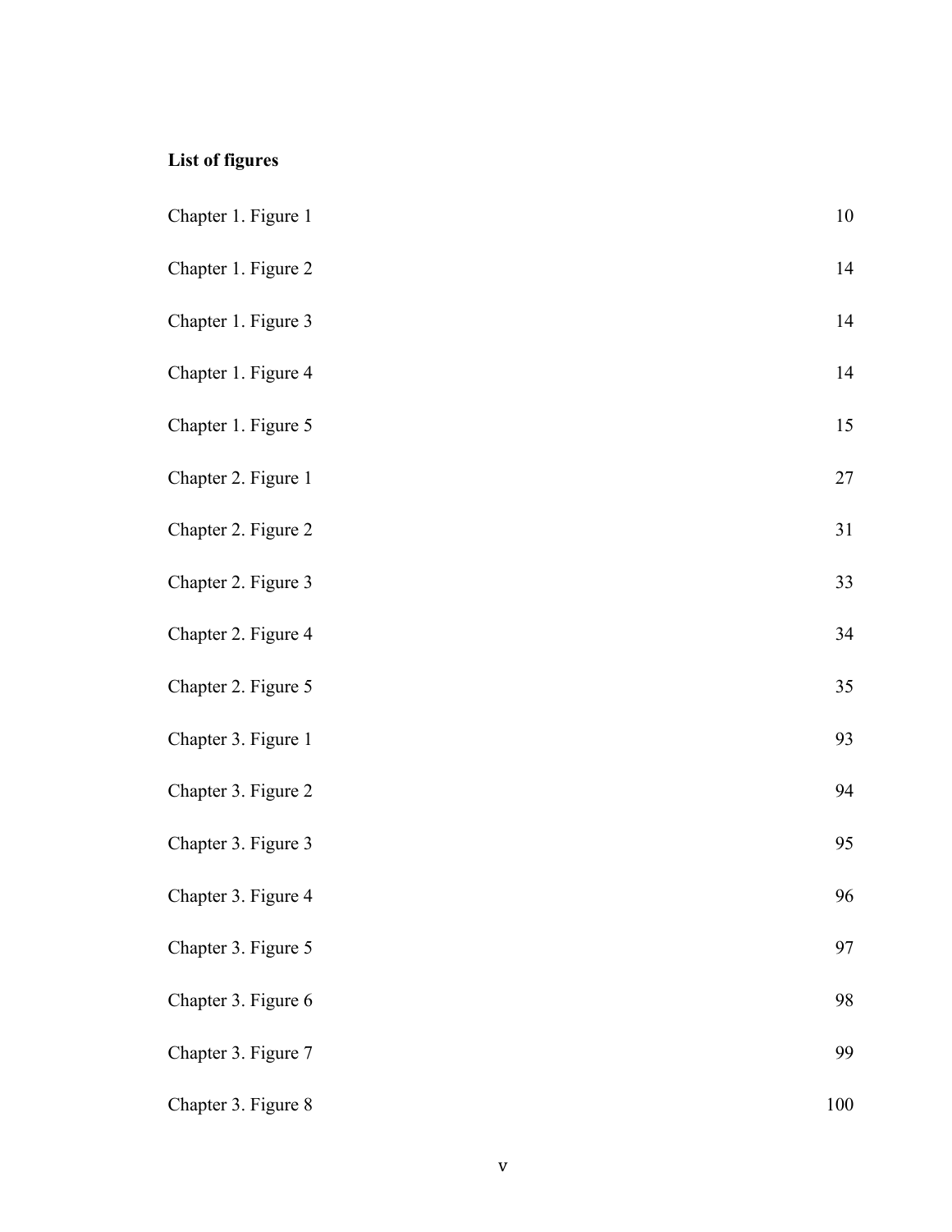**List of figures**

| | |
|---|---|
| Chapter 1. Figure 1 | 10 |
| Chapter 1. Figure 2 | 14 |
| Chapter 1. Figure 3 | 14 |
| Chapter 1. Figure 4 | 14 |
| Chapter 1. Figure 5 | 15 |
| Chapter 2. Figure 1 | 27 |
| Chapter 2. Figure 2 | 31 |
| Chapter 2. Figure 3 | 33 |
| Chapter 2. Figure 4 | 34 |
| Chapter 2. Figure 5 | 35 |
| Chapter 3. Figure 1 | 93 |
| Chapter 3. Figure 2 | 94 |
| Chapter 3. Figure 3 | 95 |
| Chapter 3. Figure 4 | 96 |
| Chapter 3. Figure 5 | 97 |
| Chapter 3. Figure 6 | 98 |
| Chapter 3. Figure 7 | 99 |
| Chapter 3. Figure 8 | 100 |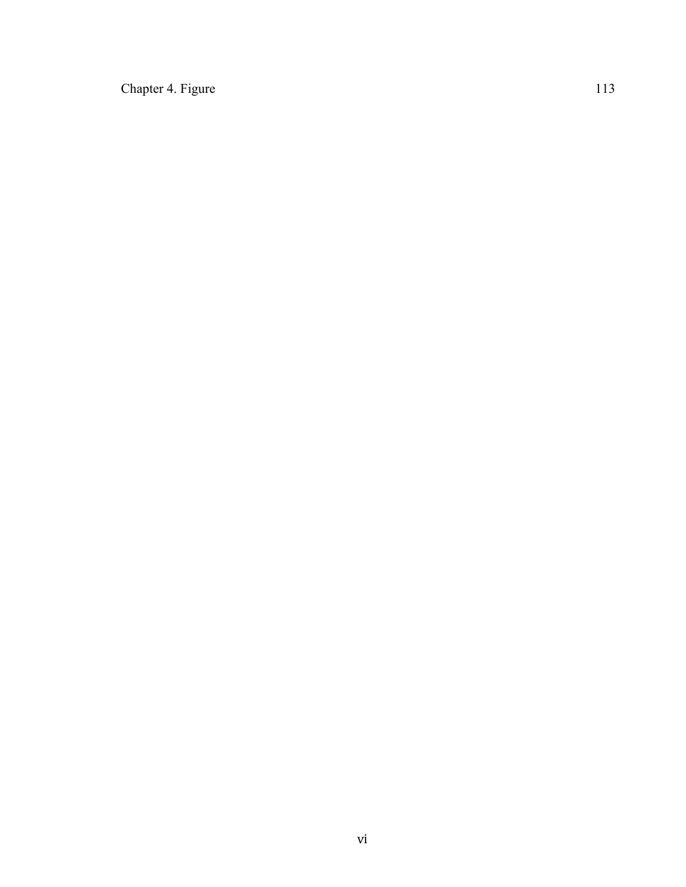Chapter 4. Figure 113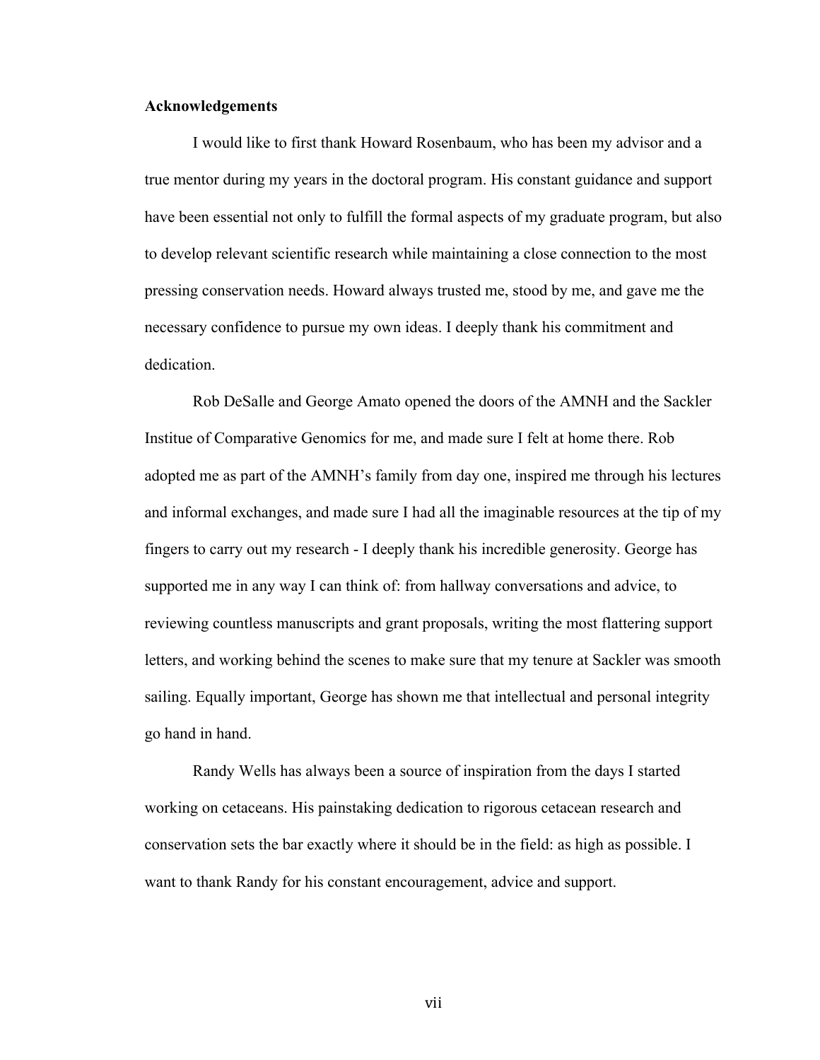**Acknowledgements**

I would like to first thank Howard Rosenbaum, who has been my advisor and a true mentor during my years in the doctoral program. His constant guidance and support have been essential not only to fulfill the formal aspects of my graduate program, but also to develop relevant scientific research while maintaining a close connection to the most pressing conservation needs. Howard always trusted me, stood by me, and gave me the necessary confidence to pursue my own ideas. I deeply thank his commitment and dedication.

Rob DeSalle and George Amato opened the doors of the AMNH and the Sackler Institue of Comparative Genomics for me, and made sure I felt at home there. Rob adopted me as part of the AMNH's family from day one, inspired me through his lectures and informal exchanges, and made sure I had all the imaginable resources at the tip of my fingers to carry out my research - I deeply thank his incredible generosity. George has supported me in any way I can think of: from hallway conversations and advice, to reviewing countless manuscripts and grant proposals, writing the most flattering support letters, and working behind the scenes to make sure that my tenure at Sackler was smooth sailing. Equally important, George has shown me that intellectual and personal integrity go hand in hand.

Randy Wells has always been a source of inspiration from the days I started working on cetaceans. His painstaking dedication to rigorous cetacean research and conservation sets the bar exactly where it should be in the field: as high as possible. I want to thank Randy for his constant encouragement, advice and support.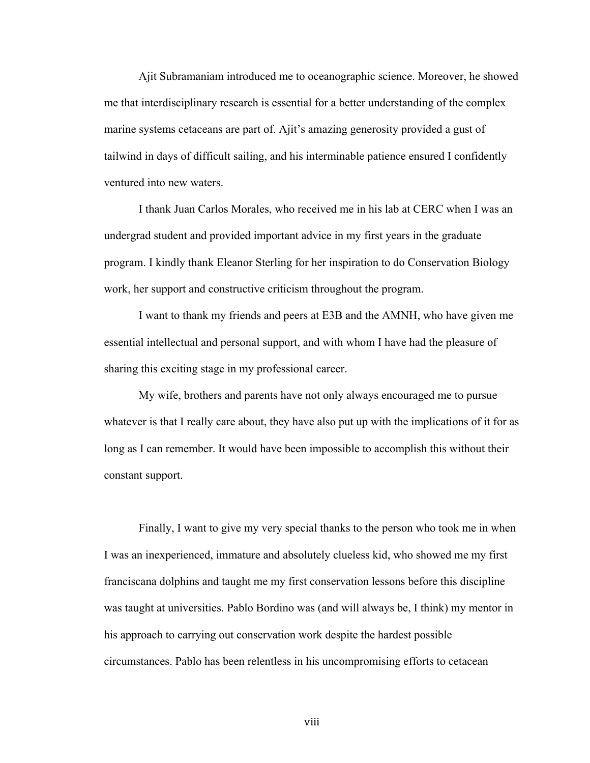Ajit Subramaniam introduced me to oceanographic science. Moreover, he showed me that interdisciplinary research is essential for a better understanding of the complex marine systems cetaceans are part of. Ajit's amazing generosity provided a gust of tailwind in days of difficult sailing, and his interminable patience ensured I confidently ventured into new waters.

I thank Juan Carlos Morales, who received me in his lab at CERC when I was an undergrad student and provided important advice in my first years in the graduate program. I kindly thank Eleanor Sterling for her inspiration to do Conservation Biology work, her support and constructive criticism throughout the program.

I want to thank my friends and peers at E3B and the AMNH, who have given me essential intellectual and personal support, and with whom I have had the pleasure of sharing this exciting stage in my professional career.

My wife, brothers and parents have not only always encouraged me to pursue whatever is that I really care about, they have also put up with the implications of it for as long as I can remember. It would have been impossible to accomplish this without their constant support.

Finally, I want to give my very special thanks to the person who took me in when I was an inexperienced, immature and absolutely clueless kid, who showed me my first franciscana dolphins and taught me my first conservation lessons before this discipline was taught at universities. Pablo Bordino was (and will always be, I think) my mentor in his approach to carrying out conservation work despite the hardest possible circumstances. Pablo has been relentless in his uncompromising efforts to cetacean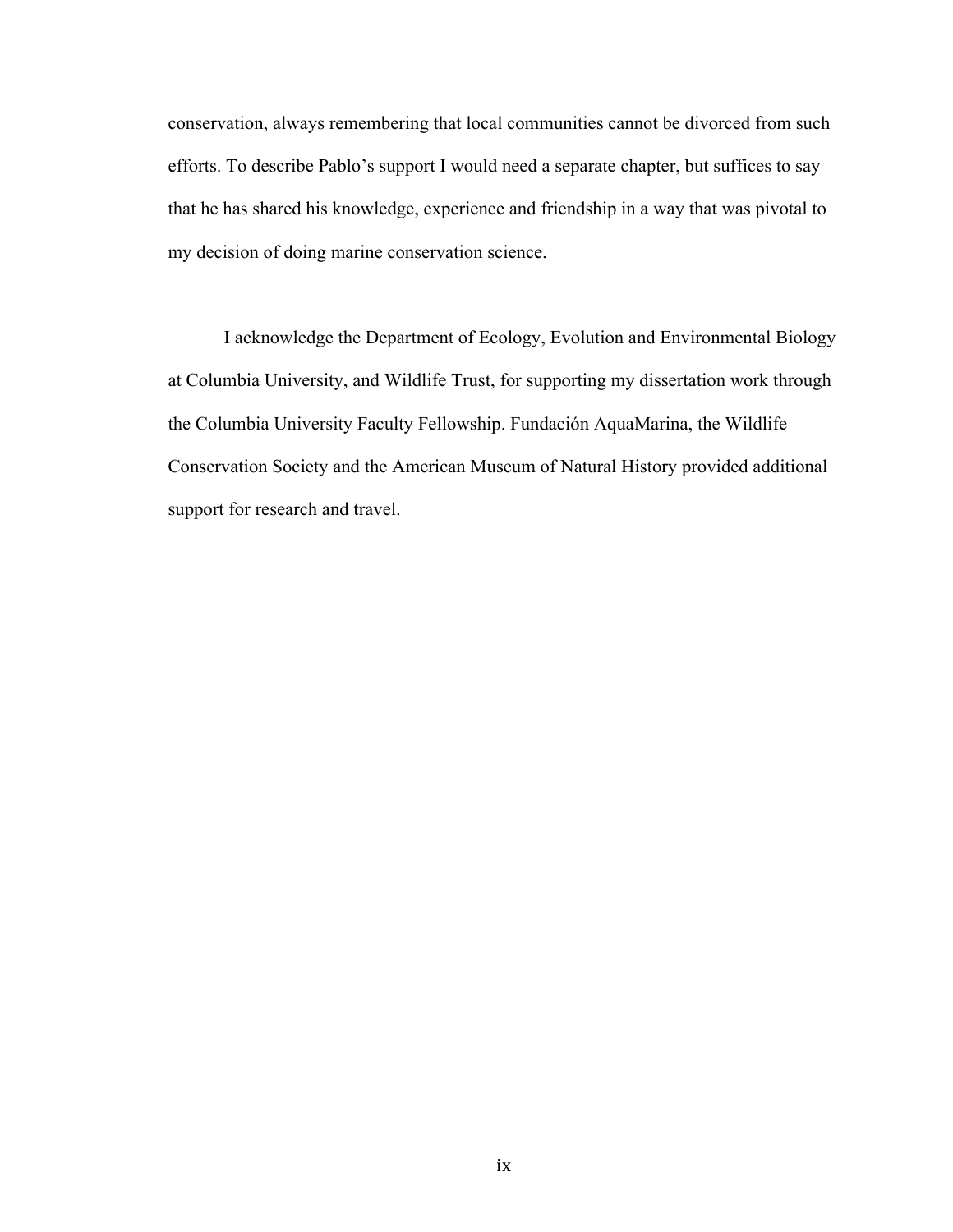conservation, always remembering that local communities cannot be divorced from such efforts. To describe Pablo's support I would need a separate chapter, but suffices to say that he has shared his knowledge, experience and friendship in a way that was pivotal to my decision of doing marine conservation science.

I acknowledge the Department of Ecology, Evolution and Environmental Biology at Columbia University, and Wildlife Trust, for supporting my dissertation work through the Columbia University Faculty Fellowship. Fundación AquaMarina, the Wildlife Conservation Society and the American Museum of Natural History provided additional support for research and travel.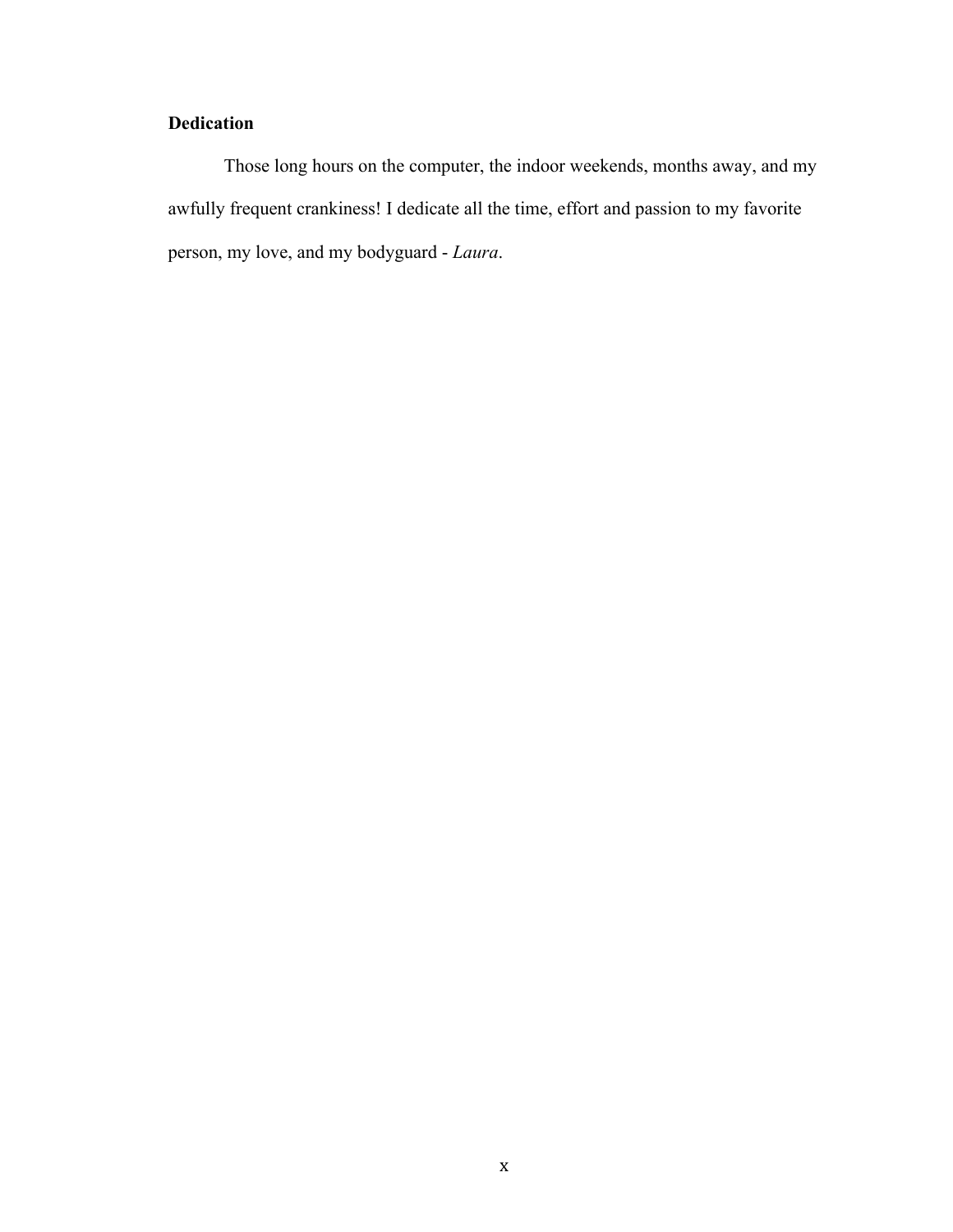## Dedication

Those long hours on the computer, the indoor weekends, months away, and my awfully frequent crankiness! I dedicate all the time, effort and passion to my favorite person, my love, and my bodyguard - *Laura*.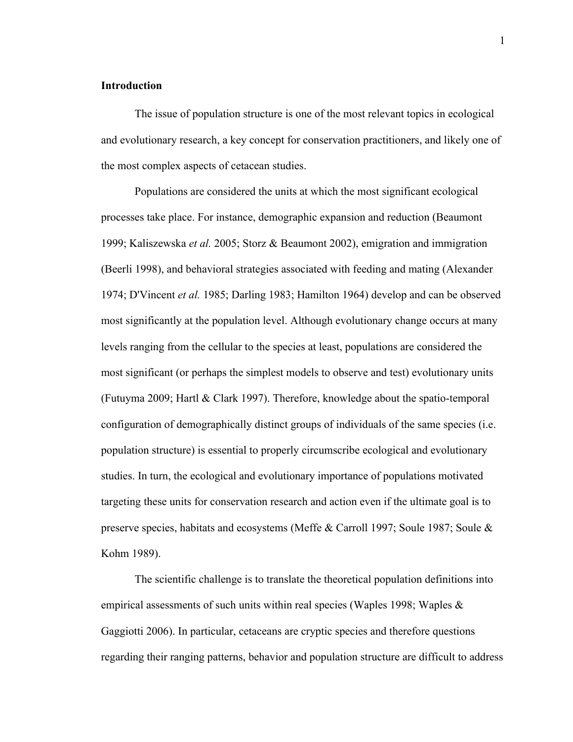## Introduction

The issue of population structure is one of the most relevant topics in ecological and evolutionary research, a key concept for conservation practitioners, and likely one of the most complex aspects of cetacean studies.

Populations are considered the units at which the most significant ecological processes take place. For instance, demographic expansion and reduction (Beaumont 1999; Kaliszewska *et al.* 2005; Storz & Beaumont 2002), emigration and immigration (Beerli 1998), and behavioral strategies associated with feeding and mating (Alexander 1974; D'Vincent *et al.* 1985; Darling 1983; Hamilton 1964) develop and can be observed most significantly at the population level. Although evolutionary change occurs at many levels ranging from the cellular to the species at least, populations are considered the most significant (or perhaps the simplest models to observe and test) evolutionary units (Futuyma 2009; Hartl & Clark 1997). Therefore, knowledge about the spatio-temporal configuration of demographically distinct groups of individuals of the same species (i.e. population structure) is essential to properly circumscribe ecological and evolutionary studies. In turn, the ecological and evolutionary importance of populations motivated targeting these units for conservation research and action even if the ultimate goal is to preserve species, habitats and ecosystems (Meffe & Carroll 1997; Soule 1987; Soule & Kohm 1989).

The scientific challenge is to translate the theoretical population definitions into empirical assessments of such units within real species (Waples 1998; Waples & Gaggiotti 2006). In particular, cetaceans are cryptic species and therefore questions regarding their ranging patterns, behavior and population structure are difficult to address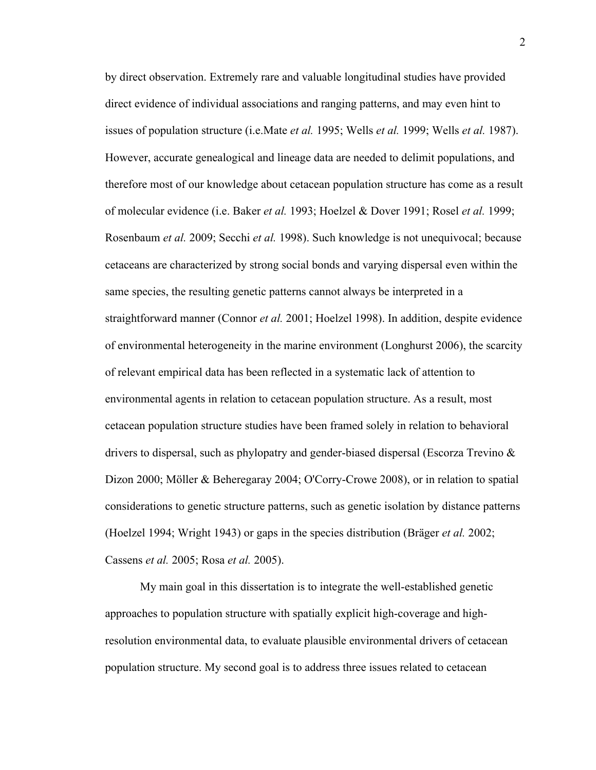by direct observation. Extremely rare and valuable longitudinal studies have provided direct evidence of individual associations and ranging patterns, and may even hint to issues of population structure (i.e.Mate *et al.* 1995; Wells *et al.* 1999; Wells *et al.* 1987). However, accurate genealogical and lineage data are needed to delimit populations, and therefore most of our knowledge about cetacean population structure has come as a result of molecular evidence (i.e. Baker *et al.* 1993; Hoelzel & Dover 1991; Rosel *et al.* 1999; Rosenbaum *et al.* 2009; Secchi *et al.* 1998). Such knowledge is not unequivocal; because cetaceans are characterized by strong social bonds and varying dispersal even within the same species, the resulting genetic patterns cannot always be interpreted in a straightforward manner (Connor *et al.* 2001; Hoelzel 1998). In addition, despite evidence of environmental heterogeneity in the marine environment (Longhurst 2006), the scarcity of relevant empirical data has been reflected in a systematic lack of attention to environmental agents in relation to cetacean population structure. As a result, most cetacean population structure studies have been framed solely in relation to behavioral drivers to dispersal, such as phylopatry and gender-biased dispersal (Escorza Trevino & Dizon 2000; Möller & Beheregaray 2004; O'Corry-Crowe 2008), or in relation to spatial considerations to genetic structure patterns, such as genetic isolation by distance patterns (Hoelzel 1994; Wright 1943) or gaps in the species distribution (Bräger *et al.* 2002; Cassens *et al.* 2005; Rosa *et al.* 2005).

My main goal in this dissertation is to integrate the well-established genetic approaches to population structure with spatially explicit high-coverage and high-resolution environmental data, to evaluate plausible environmental drivers of cetacean population structure. My second goal is to address three issues related to cetacean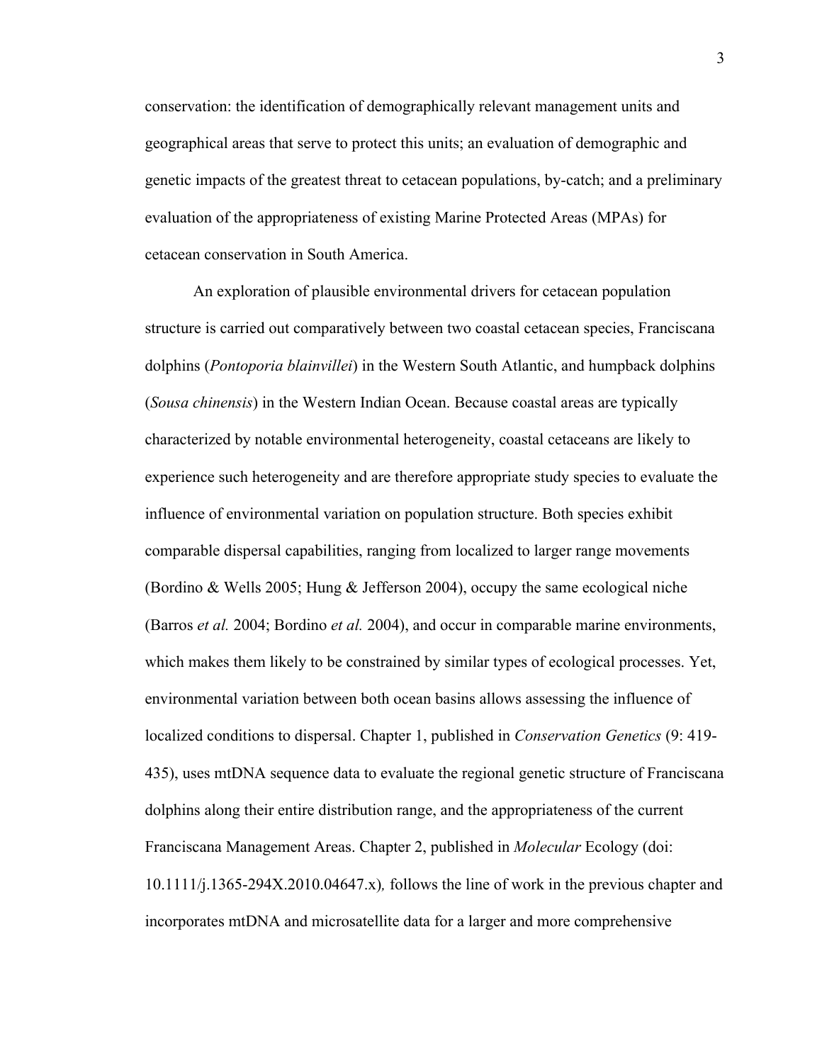conservation: the identification of demographically relevant management units and geographical areas that serve to protect this units; an evaluation of demographic and genetic impacts of the greatest threat to cetacean populations, by-catch; and a preliminary evaluation of the appropriateness of existing Marine Protected Areas (MPAs) for cetacean conservation in South America.

An exploration of plausible environmental drivers for cetacean population structure is carried out comparatively between two coastal cetacean species, Franciscana dolphins (*Pontoporia blainvillei*) in the Western South Atlantic, and humpback dolphins (*Sousa chinensis*) in the Western Indian Ocean. Because coastal areas are typically characterized by notable environmental heterogeneity, coastal cetaceans are likely to experience such heterogeneity and are therefore appropriate study species to evaluate the influence of environmental variation on population structure. Both species exhibit comparable dispersal capabilities, ranging from localized to larger range movements (Bordino & Wells 2005; Hung & Jefferson 2004), occupy the same ecological niche (Barros *et al.* 2004; Bordino *et al.* 2004), and occur in comparable marine environments, which makes them likely to be constrained by similar types of ecological processes. Yet, environmental variation between both ocean basins allows assessing the influence of localized conditions to dispersal. Chapter 1, published in *Conservation Genetics* (9: 419-435), uses mtDNA sequence data to evaluate the regional genetic structure of Franciscana dolphins along their entire distribution range, and the appropriateness of the current Franciscana Management Areas. Chapter 2, published in *Molecular* Ecology (doi: 10.1111/j.1365-294X.2010.04647.x)*,* follows the line of work in the previous chapter and incorporates mtDNA and microsatellite data for a larger and more comprehensive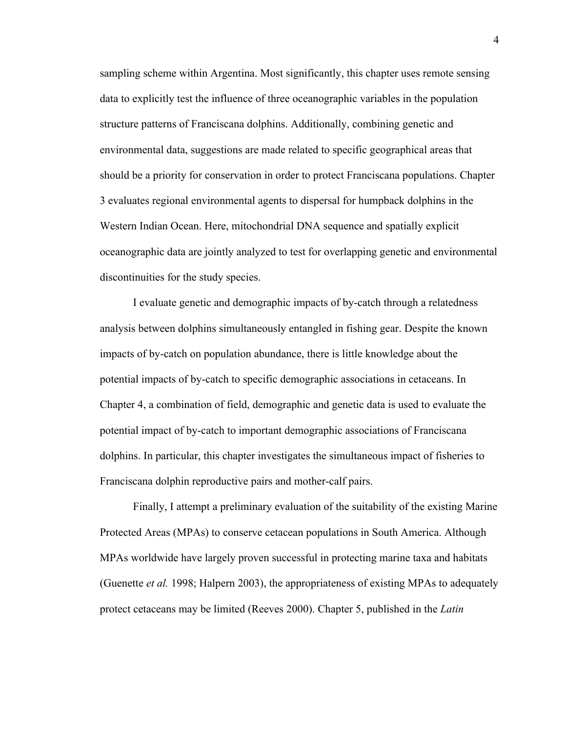sampling scheme within Argentina. Most significantly, this chapter uses remote sensing data to explicitly test the influence of three oceanographic variables in the population structure patterns of Franciscana dolphins. Additionally, combining genetic and environmental data, suggestions are made related to specific geographical areas that should be a priority for conservation in order to protect Franciscana populations. Chapter 3 evaluates regional environmental agents to dispersal for humpback dolphins in the Western Indian Ocean. Here, mitochondrial DNA sequence and spatially explicit oceanographic data are jointly analyzed to test for overlapping genetic and environmental discontinuities for the study species.

I evaluate genetic and demographic impacts of by-catch through a relatedness analysis between dolphins simultaneously entangled in fishing gear. Despite the known impacts of by-catch on population abundance, there is little knowledge about the potential impacts of by-catch to specific demographic associations in cetaceans. In Chapter 4, a combination of field, demographic and genetic data is used to evaluate the potential impact of by-catch to important demographic associations of Franciscana dolphins. In particular, this chapter investigates the simultaneous impact of fisheries to Franciscana dolphin reproductive pairs and mother-calf pairs.

Finally, I attempt a preliminary evaluation of the suitability of the existing Marine Protected Areas (MPAs) to conserve cetacean populations in South America. Although MPAs worldwide have largely proven successful in protecting marine taxa and habitats (Guenette *et al.* 1998; Halpern 2003), the appropriateness of existing MPAs to adequately protect cetaceans may be limited (Reeves 2000). Chapter 5, published in the *Latin*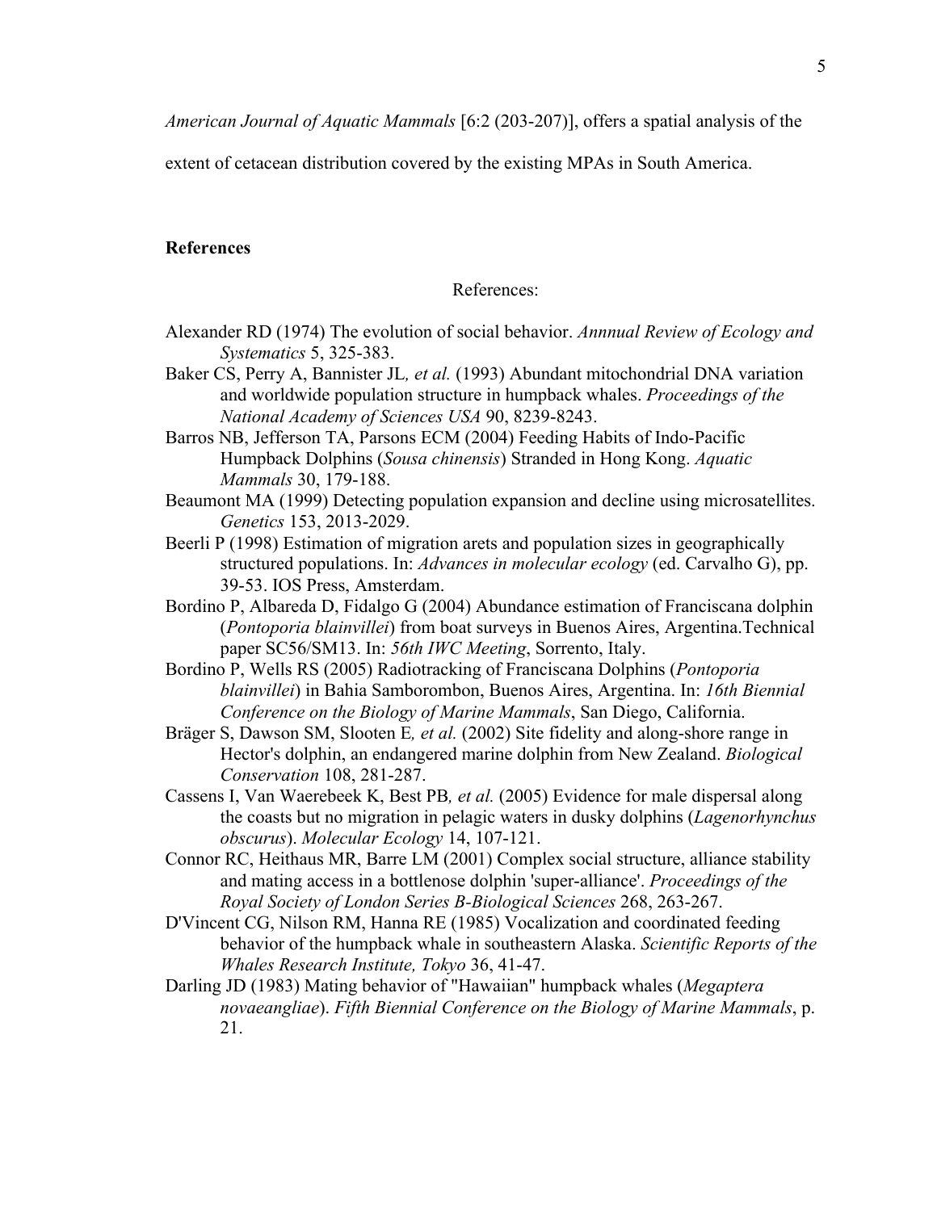*American Journal of Aquatic Mammals* [6:2 (203-207)], offers a spatial analysis of the extent of cetacean distribution covered by the existing MPAs in South America.

## References

References:

Alexander RD (1974) The evolution of social behavior. *Annnual Review of Ecology and Systematics* 5, 325-383.

Baker CS, Perry A, Bannister JL*, et al.* (1993) Abundant mitochondrial DNA variation and worldwide population structure in humpback whales. *Proceedings of the National Academy of Sciences USA* 90, 8239-8243.

Barros NB, Jefferson TA, Parsons ECM (2004) Feeding Habits of Indo-Pacific Humpback Dolphins (*Sousa chinensis*) Stranded in Hong Kong. *Aquatic Mammals* 30, 179-188.

Beaumont MA (1999) Detecting population expansion and decline using microsatellites. *Genetics* 153, 2013-2029.

Beerli P (1998) Estimation of migration arets and population sizes in geographically structured populations. In: *Advances in molecular ecology* (ed. Carvalho G), pp. 39-53. IOS Press, Amsterdam.

Bordino P, Albareda D, Fidalgo G (2004) Abundance estimation of Franciscana dolphin (*Pontoporia blainvillei*) from boat surveys in Buenos Aires, Argentina.Technical paper SC56/SM13. In: *56th IWC Meeting*, Sorrento, Italy.

Bordino P, Wells RS (2005) Radiotracking of Franciscana Dolphins (*Pontoporia blainvillei*) in Bahia Samborombon, Buenos Aires, Argentina. In: *16th Biennial Conference on the Biology of Marine Mammals*, San Diego, California.

Bräger S, Dawson SM, Slooten E*, et al.* (2002) Site fidelity and along-shore range in Hector's dolphin, an endangered marine dolphin from New Zealand. *Biological Conservation* 108, 281-287.

Cassens I, Van Waerebeek K, Best PB*, et al.* (2005) Evidence for male dispersal along the coasts but no migration in pelagic waters in dusky dolphins (*Lagenorhynchus obscurus*). *Molecular Ecology* 14, 107-121.

Connor RC, Heithaus MR, Barre LM (2001) Complex social structure, alliance stability and mating access in a bottlenose dolphin 'super-alliance'. *Proceedings of the Royal Society of London Series B-Biological Sciences* 268, 263-267.

D'Vincent CG, Nilson RM, Hanna RE (1985) Vocalization and coordinated feeding behavior of the humpback whale in southeastern Alaska. *Scientific Reports of the Whales Research Institute, Tokyo* 36, 41-47.

Darling JD (1983) Mating behavior of "Hawaiian" humpback whales (*Megaptera novaeangliae*). *Fifth Biennial Conference on the Biology of Marine Mammals*, p. 21.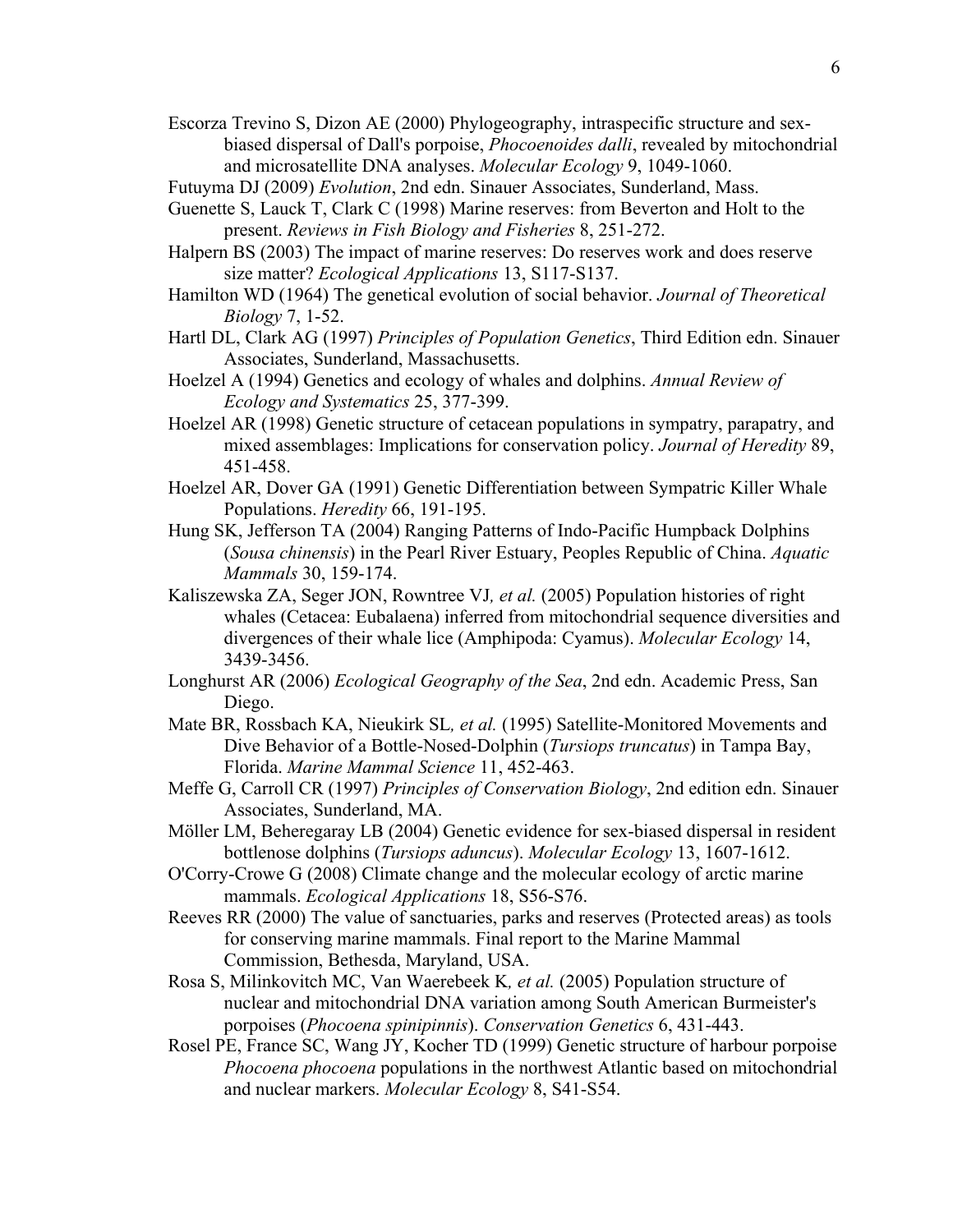Escorza Trevino S, Dizon AE (2000) Phylogeography, intraspecific structure and sex-biased dispersal of Dall's porpoise, *Phocoenoides dalli*, revealed by mitochondrial and microsatellite DNA analyses. *Molecular Ecology* 9, 1049-1060.

Futuyma DJ (2009) *Evolution*, 2nd edn. Sinauer Associates, Sunderland, Mass.

Guenette S, Lauck T, Clark C (1998) Marine reserves: from Beverton and Holt to the present. *Reviews in Fish Biology and Fisheries* 8, 251-272.

Halpern BS (2003) The impact of marine reserves: Do reserves work and does reserve size matter? *Ecological Applications* 13, S117-S137.

Hamilton WD (1964) The genetical evolution of social behavior. *Journal of Theoretical Biology* 7, 1-52.

Hartl DL, Clark AG (1997) *Principles of Population Genetics*, Third Edition edn. Sinauer Associates, Sunderland, Massachusetts.

Hoelzel A (1994) Genetics and ecology of whales and dolphins. *Annual Review of Ecology and Systematics* 25, 377-399.

Hoelzel AR (1998) Genetic structure of cetacean populations in sympatry, parapatry, and mixed assemblages: Implications for conservation policy. *Journal of Heredity* 89, 451-458.

Hoelzel AR, Dover GA (1991) Genetic Differentiation between Sympatric Killer Whale Populations. *Heredity* 66, 191-195.

Hung SK, Jefferson TA (2004) Ranging Patterns of Indo-Pacific Humpback Dolphins (*Sousa chinensis*) in the Pearl River Estuary, Peoples Republic of China. *Aquatic Mammals* 30, 159-174.

Kaliszewska ZA, Seger JON, Rowntree VJ*, et al.* (2005) Population histories of right whales (Cetacea: Eubalaena) inferred from mitochondrial sequence diversities and divergences of their whale lice (Amphipoda: Cyamus). *Molecular Ecology* 14, 3439-3456.

Longhurst AR (2006) *Ecological Geography of the Sea*, 2nd edn. Academic Press, San Diego.

Mate BR, Rossbach KA, Nieukirk SL*, et al.* (1995) Satellite-Monitored Movements and Dive Behavior of a Bottle-Nosed-Dolphin (*Tursiops truncatus*) in Tampa Bay, Florida. *Marine Mammal Science* 11, 452-463.

Meffe G, Carroll CR (1997) *Principles of Conservation Biology*, 2nd edition edn. Sinauer Associates, Sunderland, MA.

Möller LM, Beheregaray LB (2004) Genetic evidence for sex-biased dispersal in resident bottlenose dolphins (*Tursiops aduncus*). *Molecular Ecology* 13, 1607-1612.

O'Corry-Crowe G (2008) Climate change and the molecular ecology of arctic marine mammals. *Ecological Applications* 18, S56-S76.

Reeves RR (2000) The value of sanctuaries, parks and reserves (Protected areas) as tools for conserving marine mammals. Final report to the Marine Mammal Commission, Bethesda, Maryland, USA.

Rosa S, Milinkovitch MC, Van Waerebeek K*, et al.* (2005) Population structure of nuclear and mitochondrial DNA variation among South American Burmeister's porpoises (*Phocoena spinipinnis*). *Conservation Genetics* 6, 431-443.

Rosel PE, France SC, Wang JY, Kocher TD (1999) Genetic structure of harbour porpoise *Phocoena phocoena* populations in the northwest Atlantic based on mitochondrial and nuclear markers. *Molecular Ecology* 8, S41-S54.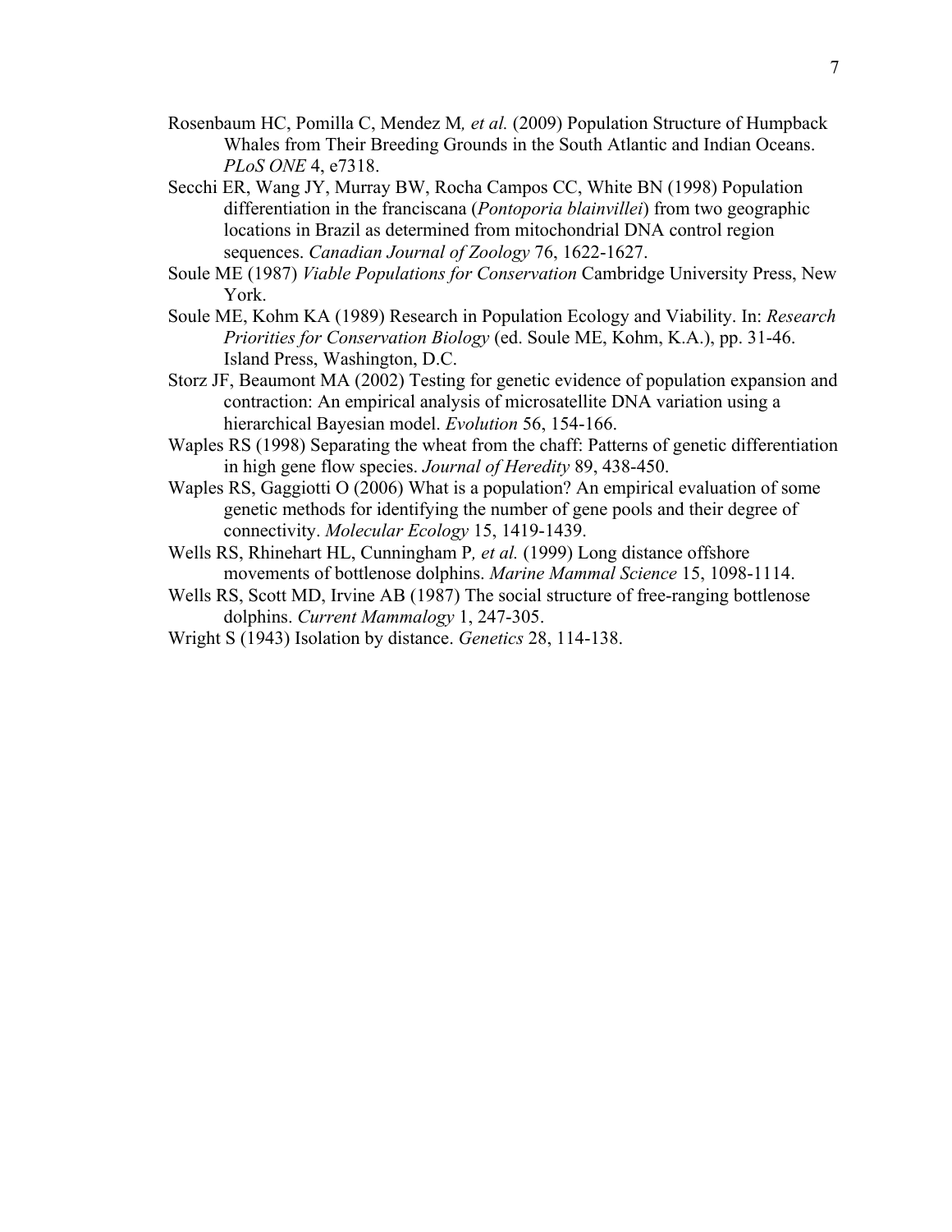Rosenbaum HC, Pomilla C, Mendez M*, et al.* (2009) Population Structure of Humpback Whales from Their Breeding Grounds in the South Atlantic and Indian Oceans. *PLoS ONE* 4, e7318.

Secchi ER, Wang JY, Murray BW, Rocha Campos CC, White BN (1998) Population differentiation in the franciscana (*Pontoporia blainvillei*) from two geographic locations in Brazil as determined from mitochondrial DNA control region sequences. *Canadian Journal of Zoology* 76, 1622-1627.

Soule ME (1987) *Viable Populations for Conservation* Cambridge University Press, New York.

Soule ME, Kohm KA (1989) Research in Population Ecology and Viability. In: *Research Priorities for Conservation Biology* (ed. Soule ME, Kohm, K.A.), pp. 31-46. Island Press, Washington, D.C.

Storz JF, Beaumont MA (2002) Testing for genetic evidence of population expansion and contraction: An empirical analysis of microsatellite DNA variation using a hierarchical Bayesian model. *Evolution* 56, 154-166.

Waples RS (1998) Separating the wheat from the chaff: Patterns of genetic differentiation in high gene flow species. *Journal of Heredity* 89, 438-450.

Waples RS, Gaggiotti O (2006) What is a population? An empirical evaluation of some genetic methods for identifying the number of gene pools and their degree of connectivity. *Molecular Ecology* 15, 1419-1439.

Wells RS, Rhinehart HL, Cunningham P*, et al.* (1999) Long distance offshore movements of bottlenose dolphins. *Marine Mammal Science* 15, 1098-1114.

Wells RS, Scott MD, Irvine AB (1987) The social structure of free-ranging bottlenose dolphins. *Current Mammalogy* 1, 247-305.

Wright S (1943) Isolation by distance. *Genetics* 28, 114-138.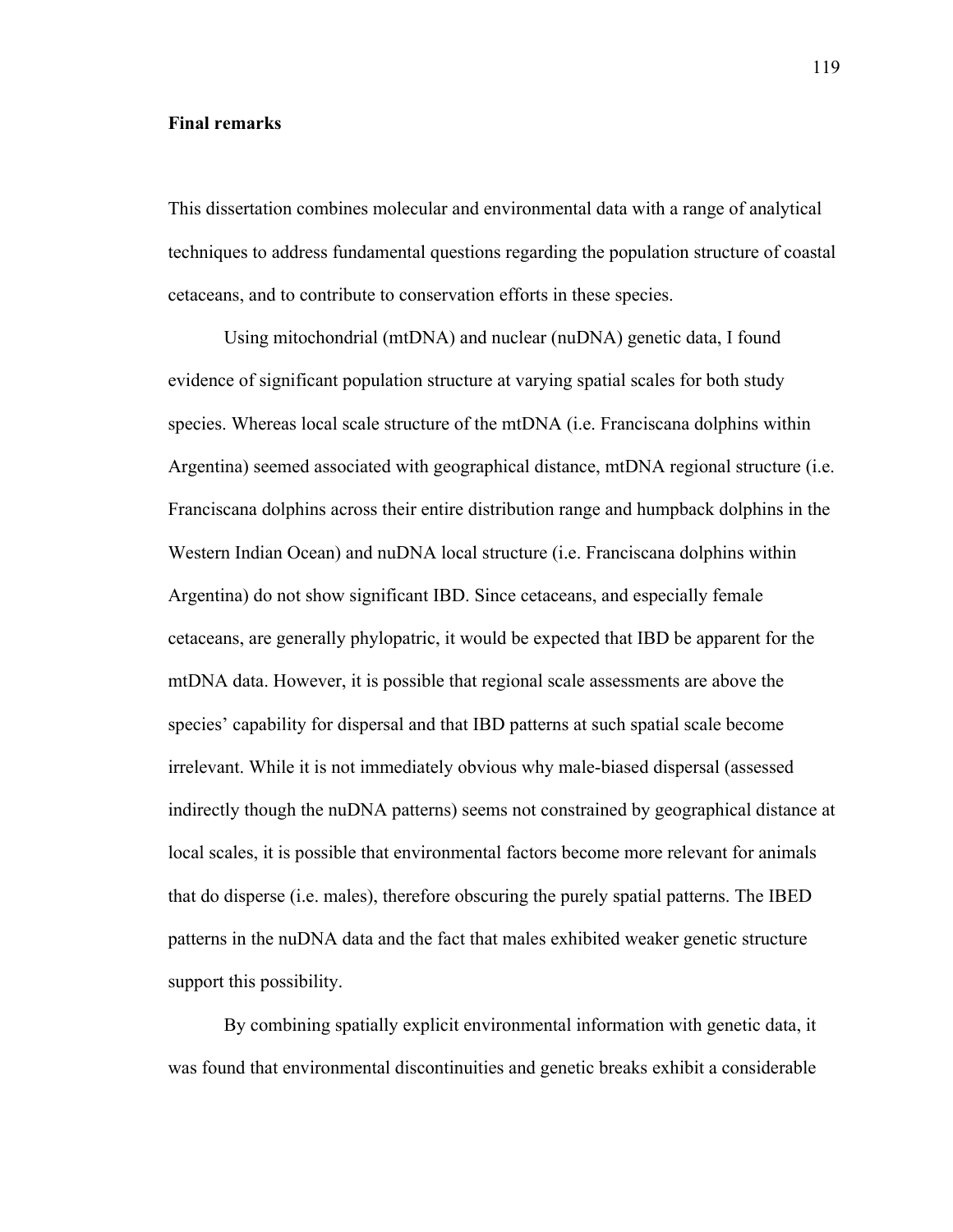**Final remarks**

This dissertation combines molecular and environmental data with a range of analytical techniques to address fundamental questions regarding the population structure of coastal cetaceans, and to contribute to conservation efforts in these species.

Using mitochondrial (mtDNA) and nuclear (nuDNA) genetic data, I found evidence of significant population structure at varying spatial scales for both study species. Whereas local scale structure of the mtDNA (i.e. Franciscana dolphins within Argentina) seemed associated with geographical distance, mtDNA regional structure (i.e. Franciscana dolphins across their entire distribution range and humpback dolphins in the Western Indian Ocean) and nuDNA local structure (i.e. Franciscana dolphins within Argentina) do not show significant IBD. Since cetaceans, and especially female cetaceans, are generally phylopatric, it would be expected that IBD be apparent for the mtDNA data. However, it is possible that regional scale assessments are above the species' capability for dispersal and that IBD patterns at such spatial scale become irrelevant. While it is not immediately obvious why male-biased dispersal (assessed indirectly though the nuDNA patterns) seems not constrained by geographical distance at local scales, it is possible that environmental factors become more relevant for animals that do disperse (i.e. males), therefore obscuring the purely spatial patterns. The IBED patterns in the nuDNA data and the fact that males exhibited weaker genetic structure support this possibility.

By combining spatially explicit environmental information with genetic data, it was found that environmental discontinuities and genetic breaks exhibit a considerable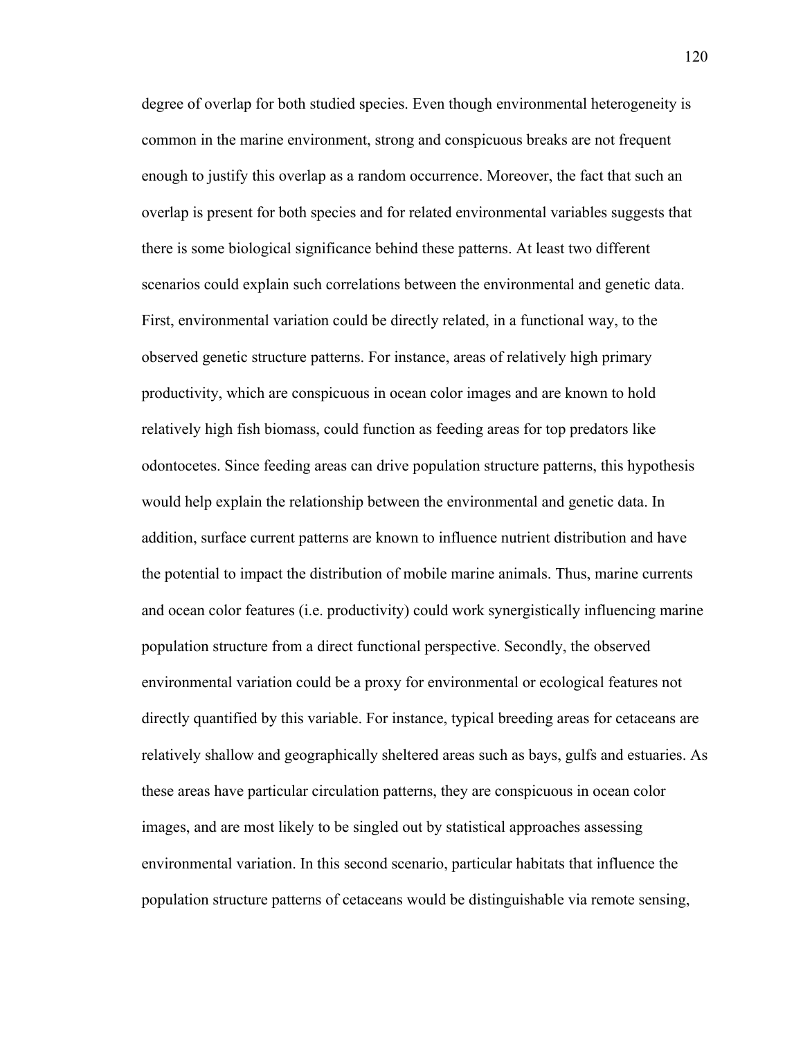degree of overlap for both studied species. Even though environmental heterogeneity is common in the marine environment, strong and conspicuous breaks are not frequent enough to justify this overlap as a random occurrence. Moreover, the fact that such an overlap is present for both species and for related environmental variables suggests that there is some biological significance behind these patterns. At least two different scenarios could explain such correlations between the environmental and genetic data. First, environmental variation could be directly related, in a functional way, to the observed genetic structure patterns. For instance, areas of relatively high primary productivity, which are conspicuous in ocean color images and are known to hold relatively high fish biomass, could function as feeding areas for top predators like odontocetes. Since feeding areas can drive population structure patterns, this hypothesis would help explain the relationship between the environmental and genetic data. In addition, surface current patterns are known to influence nutrient distribution and have the potential to impact the distribution of mobile marine animals. Thus, marine currents and ocean color features (i.e. productivity) could work synergistically influencing marine population structure from a direct functional perspective. Secondly, the observed environmental variation could be a proxy for environmental or ecological features not directly quantified by this variable. For instance, typical breeding areas for cetaceans are relatively shallow and geographically sheltered areas such as bays, gulfs and estuaries. As these areas have particular circulation patterns, they are conspicuous in ocean color images, and are most likely to be singled out by statistical approaches assessing environmental variation. In this second scenario, particular habitats that influence the population structure patterns of cetaceans would be distinguishable via remote sensing,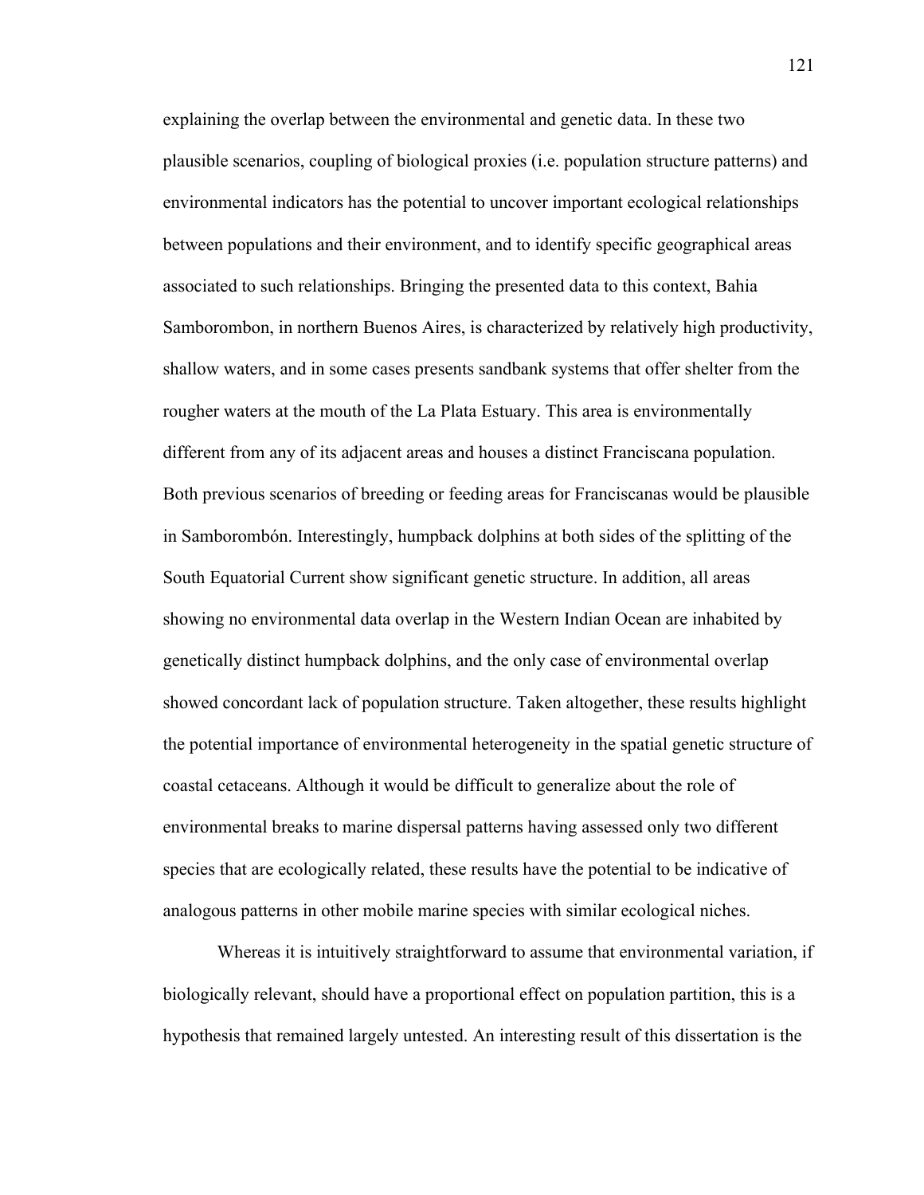explaining the overlap between the environmental and genetic data. In these two plausible scenarios, coupling of biological proxies (i.e. population structure patterns) and environmental indicators has the potential to uncover important ecological relationships between populations and their environment, and to identify specific geographical areas associated to such relationships. Bringing the presented data to this context, Bahia Samborombon, in northern Buenos Aires, is characterized by relatively high productivity, shallow waters, and in some cases presents sandbank systems that offer shelter from the rougher waters at the mouth of the La Plata Estuary. This area is environmentally different from any of its adjacent areas and houses a distinct Franciscana population. Both previous scenarios of breeding or feeding areas for Franciscanas would be plausible in Samborombón. Interestingly, humpback dolphins at both sides of the splitting of the South Equatorial Current show significant genetic structure. In addition, all areas showing no environmental data overlap in the Western Indian Ocean are inhabited by genetically distinct humpback dolphins, and the only case of environmental overlap showed concordant lack of population structure. Taken altogether, these results highlight the potential importance of environmental heterogeneity in the spatial genetic structure of coastal cetaceans. Although it would be difficult to generalize about the role of environmental breaks to marine dispersal patterns having assessed only two different species that are ecologically related, these results have the potential to be indicative of analogous patterns in other mobile marine species with similar ecological niches.

Whereas it is intuitively straightforward to assume that environmental variation, if biologically relevant, should have a proportional effect on population partition, this is a hypothesis that remained largely untested. An interesting result of this dissertation is the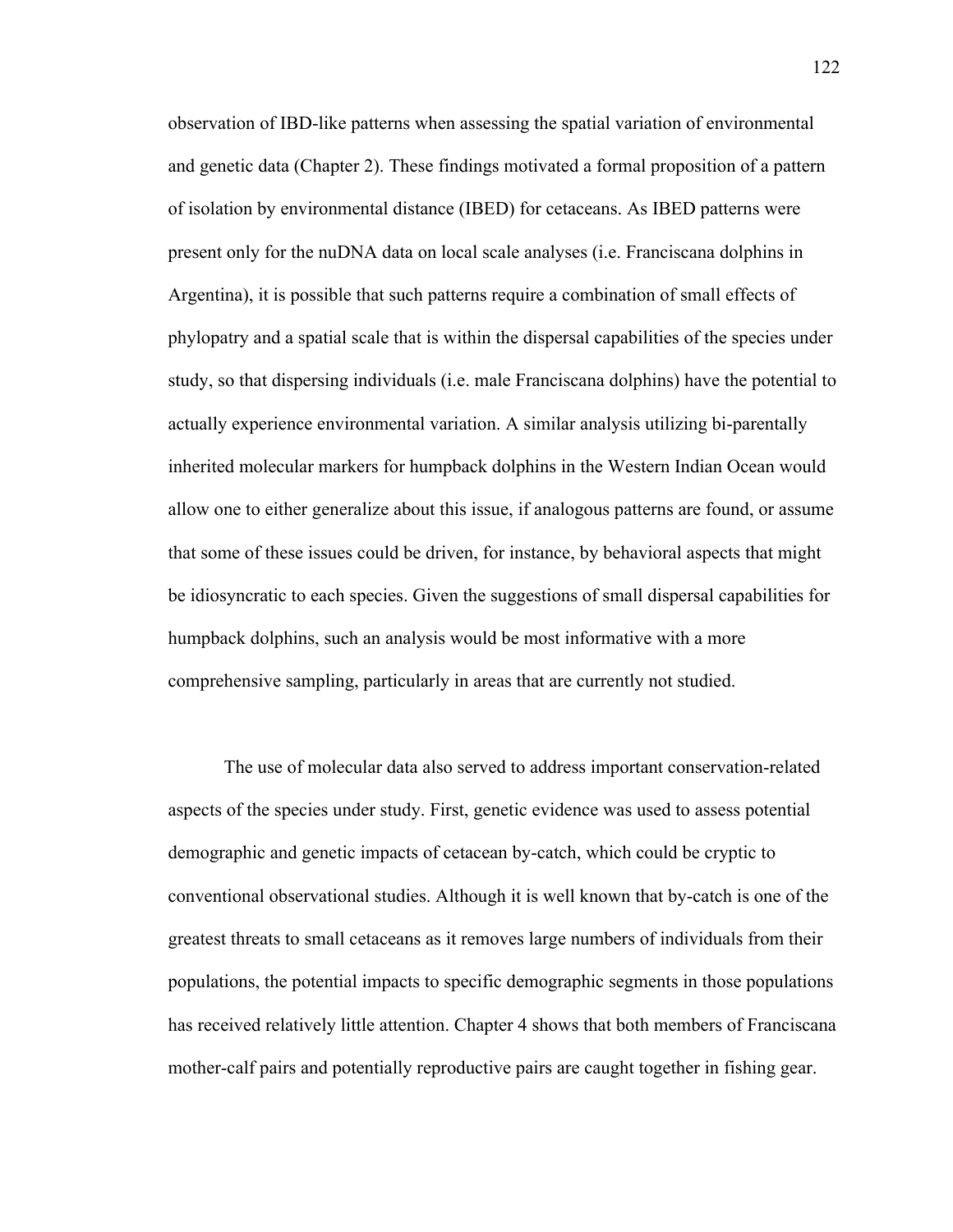observation of IBD-like patterns when assessing the spatial variation of environmental and genetic data (Chapter 2). These findings motivated a formal proposition of a pattern of isolation by environmental distance (IBED) for cetaceans. As IBED patterns were present only for the nuDNA data on local scale analyses (i.e. Franciscana dolphins in Argentina), it is possible that such patterns require a combination of small effects of phylopatry and a spatial scale that is within the dispersal capabilities of the species under study, so that dispersing individuals (i.e. male Franciscana dolphins) have the potential to actually experience environmental variation. A similar analysis utilizing bi-parentally inherited molecular markers for humpback dolphins in the Western Indian Ocean would allow one to either generalize about this issue, if analogous patterns are found, or assume that some of these issues could be driven, for instance, by behavioral aspects that might be idiosyncratic to each species. Given the suggestions of small dispersal capabilities for humpback dolphins, such an analysis would be most informative with a more comprehensive sampling, particularly in areas that are currently not studied.

The use of molecular data also served to address important conservation-related aspects of the species under study. First, genetic evidence was used to assess potential demographic and genetic impacts of cetacean by-catch, which could be cryptic to conventional observational studies. Although it is well known that by-catch is one of the greatest threats to small cetaceans as it removes large numbers of individuals from their populations, the potential impacts to specific demographic segments in those populations has received relatively little attention. Chapter 4 shows that both members of Franciscana mother-calf pairs and potentially reproductive pairs are caught together in fishing gear.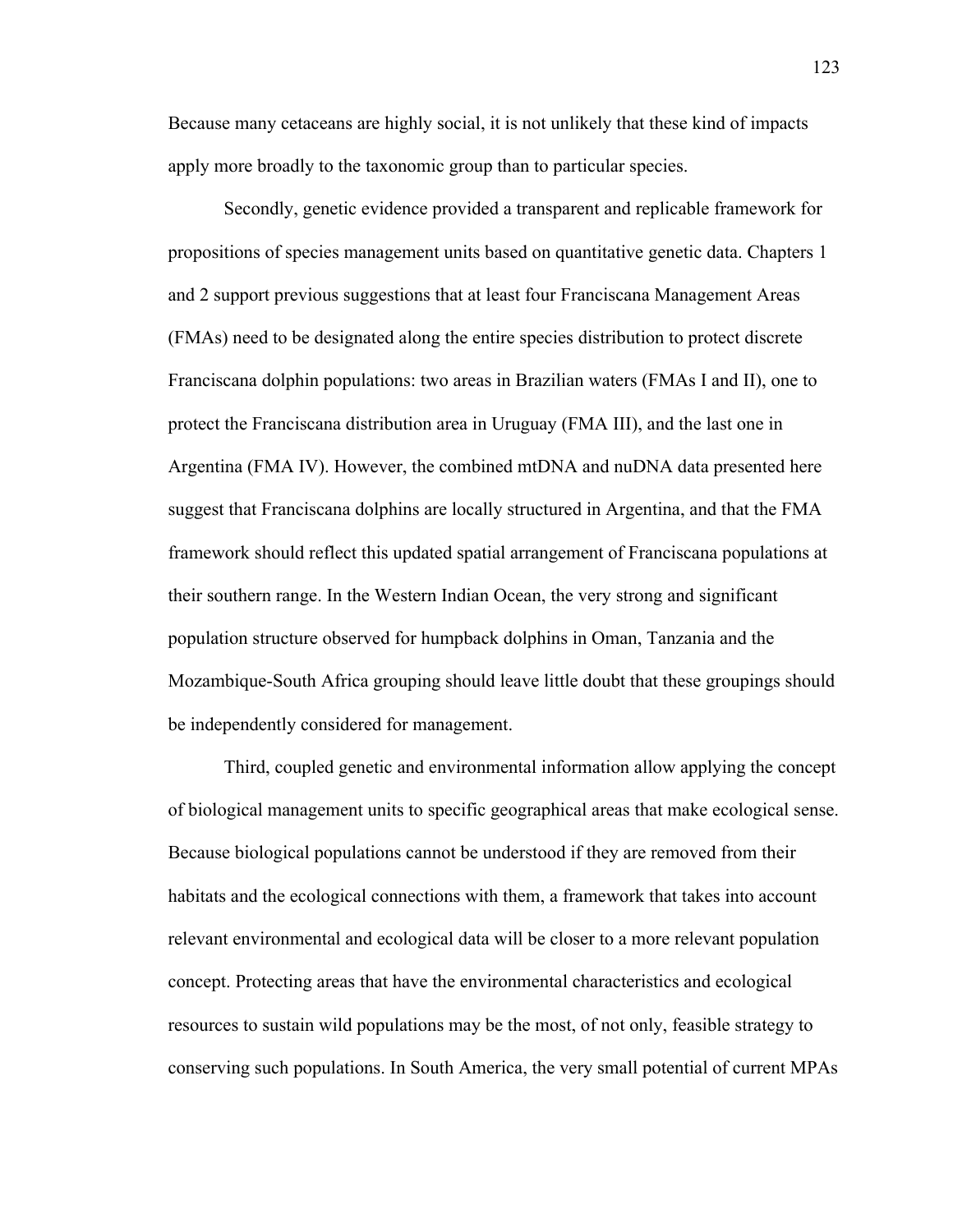Because many cetaceans are highly social, it is not unlikely that these kind of impacts apply more broadly to the taxonomic group than to particular species.

Secondly, genetic evidence provided a transparent and replicable framework for propositions of species management units based on quantitative genetic data. Chapters 1 and 2 support previous suggestions that at least four Franciscana Management Areas (FMAs) need to be designated along the entire species distribution to protect discrete Franciscana dolphin populations: two areas in Brazilian waters (FMAs I and II), one to protect the Franciscana distribution area in Uruguay (FMA III), and the last one in Argentina (FMA IV). However, the combined mtDNA and nuDNA data presented here suggest that Franciscana dolphins are locally structured in Argentina, and that the FMA framework should reflect this updated spatial arrangement of Franciscana populations at their southern range. In the Western Indian Ocean, the very strong and significant population structure observed for humpback dolphins in Oman, Tanzania and the Mozambique-South Africa grouping should leave little doubt that these groupings should be independently considered for management.

Third, coupled genetic and environmental information allow applying the concept of biological management units to specific geographical areas that make ecological sense. Because biological populations cannot be understood if they are removed from their habitats and the ecological connections with them, a framework that takes into account relevant environmental and ecological data will be closer to a more relevant population concept. Protecting areas that have the environmental characteristics and ecological resources to sustain wild populations may be the most, of not only, feasible strategy to conserving such populations. In South America, the very small potential of current MPAs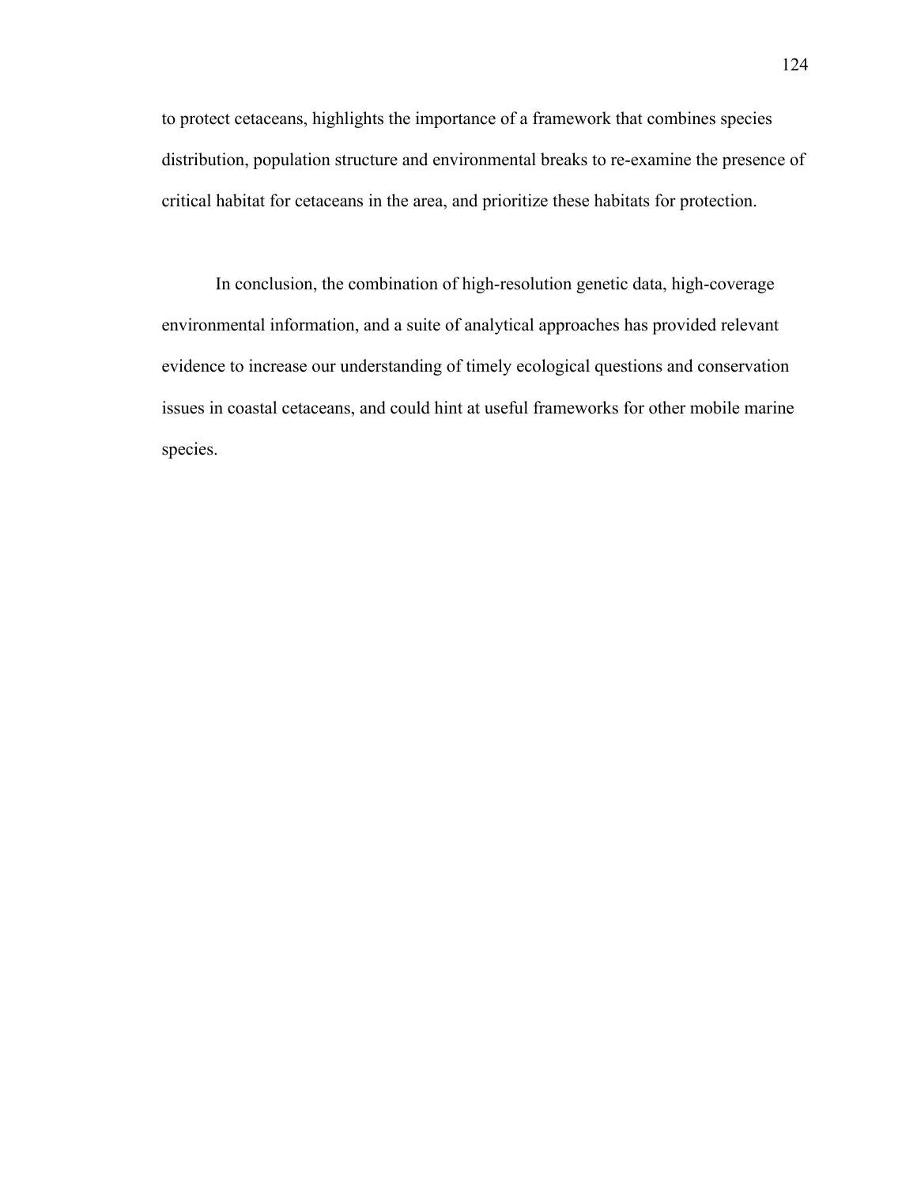to protect cetaceans, highlights the importance of a framework that combines species distribution, population structure and environmental breaks to re-examine the presence of critical habitat for cetaceans in the area, and prioritize these habitats for protection.

In conclusion, the combination of high-resolution genetic data, high-coverage environmental information, and a suite of analytical approaches has provided relevant evidence to increase our understanding of timely ecological questions and conservation issues in coastal cetaceans, and could hint at useful frameworks for other mobile marine species.